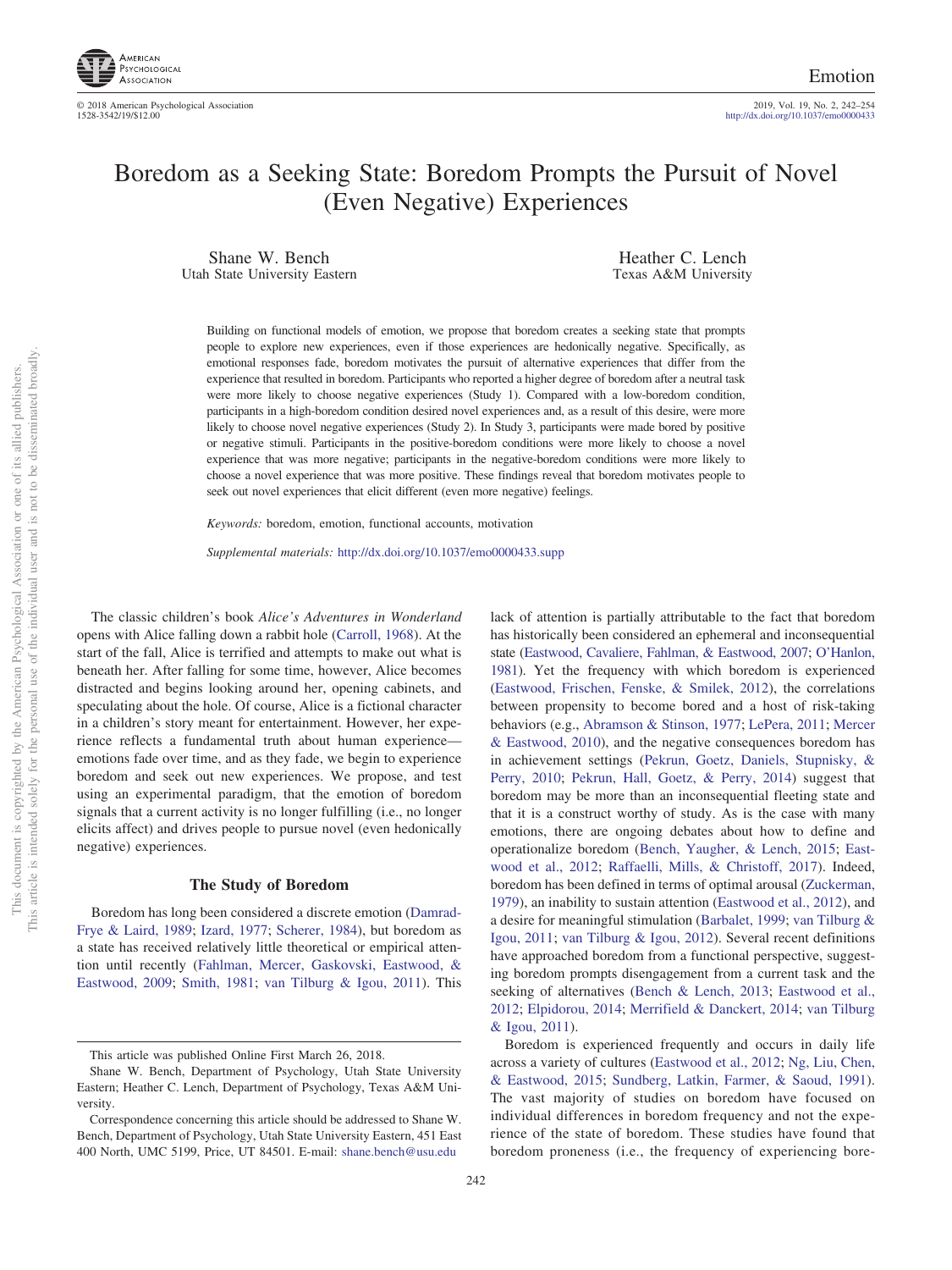# Boredom as a Seeking State: Boredom Prompts the Pursuit of Novel (Even Negative) Experiences

Shane W. Bench
Utah State University Eastern

Heather C. Lench
Texas A&M University

Building on functional models of emotion, we propose that boredom creates a seeking state that prompts people to explore new experiences, even if those experiences are hedonically negative. Specifically, as emotional responses fade, boredom motivates the pursuit of alternative experiences that differ from the experience that resulted in boredom. Participants who reported a higher degree of boredom after a neutral task were more likely to choose negative experiences (Study 1). Compared with a low-boredom condition, participants in a high-boredom condition desired novel experiences and, as a result of this desire, were more likely to choose novel negative experiences (Study 2). In Study 3, participants were made bored by positive or negative stimuli. Participants in the positive-boredom conditions were more likely to choose a novel experience that was more negative; participants in the negative-boredom conditions were more likely to choose a novel experience that was more positive. These findings reveal that boredom motivates people to seek out novel experiences that elicit different (even more negative) feelings.

*Keywords:* boredom, emotion, functional accounts, motivation

*Supplemental materials:* http://dx.doi.org/10.1037/emo0000433.supp

The classic children's book *Alice's Adventures in Wonderland* opens with Alice falling down a rabbit hole (Carroll, 1968). At the start of the fall, Alice is terrified and attempts to make out what is beneath her. After falling for some time, however, Alice becomes distracted and begins looking around her, opening cabinets, and speculating about the hole. Of course, Alice is a fictional character in a children's story meant for entertainment. However, her experience reflects a fundamental truth about human experience—emotions fade over time, and as they fade, we begin to experience boredom and seek out new experiences. We propose, and test using an experimental paradigm, that the emotion of boredom signals that a current activity is no longer fulfilling (i.e., no longer elicits affect) and drives people to pursue novel (even hedonically negative) experiences.

## The Study of Boredom

Boredom has long been considered a discrete emotion (Damrad-Frye & Laird, 1989; Izard, 1977; Scherer, 1984), but boredom as a state has received relatively little theoretical or empirical attention until recently (Fahlman, Mercer, Gaskovski, Eastwood, & Eastwood, 2009; Smith, 1981; van Tilburg & Igou, 2011). This lack of attention is partially attributable to the fact that boredom has historically been considered an ephemeral and inconsequential state (Eastwood, Cavaliere, Fahlman, & Eastwood, 2007; O'Hanlon, 1981). Yet the frequency with which boredom is experienced (Eastwood, Frischen, Fenske, & Smilek, 2012), the correlations between propensity to become bored and a host of risk-taking behaviors (e.g., Abramson & Stinson, 1977; LePera, 2011; Mercer & Eastwood, 2010), and the negative consequences boredom has in achievement settings (Pekrun, Goetz, Daniels, Stupnisky, & Perry, 2010; Pekrun, Hall, Goetz, & Perry, 2014) suggest that boredom may be more than an inconsequential fleeting state and that it is a construct worthy of study. As is the case with many emotions, there are ongoing debates about how to define and operationalize boredom (Bench, Yaugher, & Lench, 2015; Eastwood et al., 2012; Raffaelli, Mills, & Christoff, 2017). Indeed, boredom has been defined in terms of optimal arousal (Zuckerman, 1979), an inability to sustain attention (Eastwood et al., 2012), and a desire for meaningful stimulation (Barbalet, 1999; van Tilburg & Igou, 2011; van Tilburg & Igou, 2012). Several recent definitions have approached boredom from a functional perspective, suggesting boredom prompts disengagement from a current task and the seeking of alternatives (Bench & Lench, 2013; Eastwood et al., 2012; Elpidorou, 2014; Merrifield & Danckert, 2014; van Tilburg & Igou, 2011).

Boredom is experienced frequently and occurs in daily life across a variety of cultures (Eastwood et al., 2012; Ng, Liu, Chen, & Eastwood, 2015; Sundberg, Latkin, Farmer, & Saoud, 1991). The vast majority of studies on boredom have focused on individual differences in boredom frequency and not the experience of the state of boredom. These studies have found that boredom proneness (i.e., the frequency of experiencing bore-

This article was published Online First March 26, 2018.

Shane W. Bench, Department of Psychology, Utah State University Eastern; Heather C. Lench, Department of Psychology, Texas A&M University.

Correspondence concerning this article should be addressed to Shane W. Bench, Department of Psychology, Utah State University Eastern, 451 East 400 North, UMC 5199, Price, UT 84501. E-mail: shane.bench@usu.edu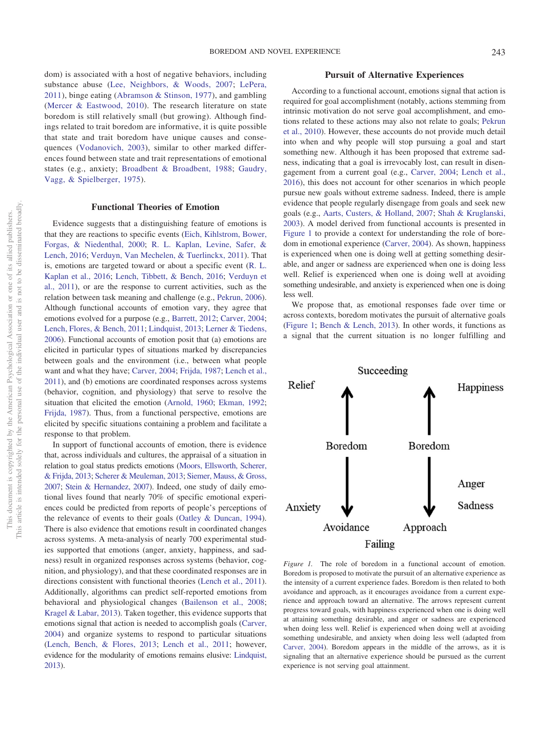dom) is associated with a host of negative behaviors, including substance abuse (Lee, Neighbors, & Woods, 2007; LePera, 2011), binge eating (Abramson & Stinson, 1977), and gambling (Mercer & Eastwood, 2010). The research literature on state boredom is still relatively small (but growing). Although findings related to trait boredom are informative, it is quite possible that state and trait boredom have unique causes and consequences (Vodanovich, 2003), similar to other marked differences found between state and trait representations of emotional states (e.g., anxiety; Broadbent & Broadbent, 1988; Gaudry, Vagg, & Spielberger, 1975).

## Functional Theories of Emotion

Evidence suggests that a distinguishing feature of emotions is that they are reactions to specific events (Eich, Kihlstrom, Bower, Forgas, & Niedenthal, 2000; R. L. Kaplan, Levine, Safer, & Lench, 2016; Verduyn, Van Mechelen, & Tuerlinckx, 2011). That is, emotions are targeted toward or about a specific event (R. L. Kaplan et al., 2016; Lench, Tibbett, & Bench, 2016; Verduyn et al., 2011), or are the response to current activities, such as the relation between task meaning and challenge (e.g., Pekrun, 2006). Although functional accounts of emotion vary, they agree that emotions evolved for a purpose (e.g., Barrett, 2012; Carver, 2004; Lench, Flores, & Bench, 2011; Lindquist, 2013; Lerner & Tiedens, 2006). Functional accounts of emotion posit that (a) emotions are elicited in particular types of situations marked by discrepancies between goals and the environment (i.e., between what people want and what they have; Carver, 2004; Frijda, 1987; Lench et al., 2011), and (b) emotions are coordinated responses across systems (behavior, cognition, and physiology) that serve to resolve the situation that elicited the emotion (Arnold, 1960; Ekman, 1992; Frijda, 1987). Thus, from a functional perspective, emotions are elicited by specific situations containing a problem and facilitate a response to that problem.

In support of functional accounts of emotion, there is evidence that, across individuals and cultures, the appraisal of a situation in relation to goal status predicts emotions (Moors, Ellsworth, Scherer, & Frijda, 2013; Scherer & Meuleman, 2013; Siemer, Mauss, & Gross, 2007; Stein & Hernandez, 2007). Indeed, one study of daily emotional lives found that nearly 70% of specific emotional experiences could be predicted from reports of people's perceptions of the relevance of events to their goals (Oatley & Duncan, 1994). There is also evidence that emotions result in coordinated changes across systems. A meta-analysis of nearly 700 experimental studies supported that emotions (anger, anxiety, happiness, and sadness) result in organized responses across systems (behavior, cognition, and physiology), and that these coordinated responses are in directions consistent with functional theories (Lench et al., 2011). Additionally, algorithms can predict self-reported emotions from behavioral and physiological changes (Bailenson et al., 2008; Kragel & Labar, 2013). Taken together, this evidence supports that emotions signal that action is needed to accomplish goals (Carver, 2004) and organize systems to respond to particular situations (Lench, Bench, & Flores, 2013; Lench et al., 2011; however, evidence for the modularity of emotions remains elusive: Lindquist, 2013).

## Pursuit of Alternative Experiences

According to a functional account, emotions signal that action is required for goal accomplishment (notably, actions stemming from intrinsic motivation do not serve goal accomplishment, and emotions related to these actions may also not relate to goals; Pekrun et al., 2010). However, these accounts do not provide much detail into when and why people will stop pursuing a goal and start something new. Although it has been proposed that extreme sadness, indicating that a goal is irrevocably lost, can result in disengagement from a current goal (e.g., Carver, 2004; Lench et al., 2016), this does not account for other scenarios in which people pursue new goals without extreme sadness. Indeed, there is ample evidence that people regularly disengage from goals and seek new goals (e.g., Aarts, Custers, & Holland, 2007; Shah & Kruglanski, 2003). A model derived from functional accounts is presented in Figure 1 to provide a context for understanding the role of boredom in emotional experience (Carver, 2004). As shown, happiness is experienced when one is doing well at getting something desirable, and anger or sadness are experienced when one is doing less well. Relief is experienced when one is doing well at avoiding something undesirable, and anxiety is experienced when one is doing less well.

We propose that, as emotional responses fade over time or across contexts, boredom motivates the pursuit of alternative goals (Figure 1; Bench & Lench, 2013). In other words, it functions as a signal that the current situation is no longer fulfilling and

Succeeding
Relief
Happiness
Boredom
Boredom
Anger
Anxiety
Sadness
Avoidance
Approach
Failing

*Figure 1.* The role of boredom in a functional account of emotion. Boredom is proposed to motivate the pursuit of an alternative experience as the intensity of a current experience fades. Boredom is then related to both avoidance and approach, as it encourages avoidance from a current experience and approach toward an alternative. The arrows represent current progress toward goals, with happiness experienced when one is doing well at attaining something desirable, and anger or sadness are experienced when doing less well. Relief is experienced when doing well at avoiding something undesirable, and anxiety when doing less well (adapted from Carver, 2004). Boredom appears in the middle of the arrows, as it is signaling that an alternative experience should be pursued as the current experience is not serving goal attainment.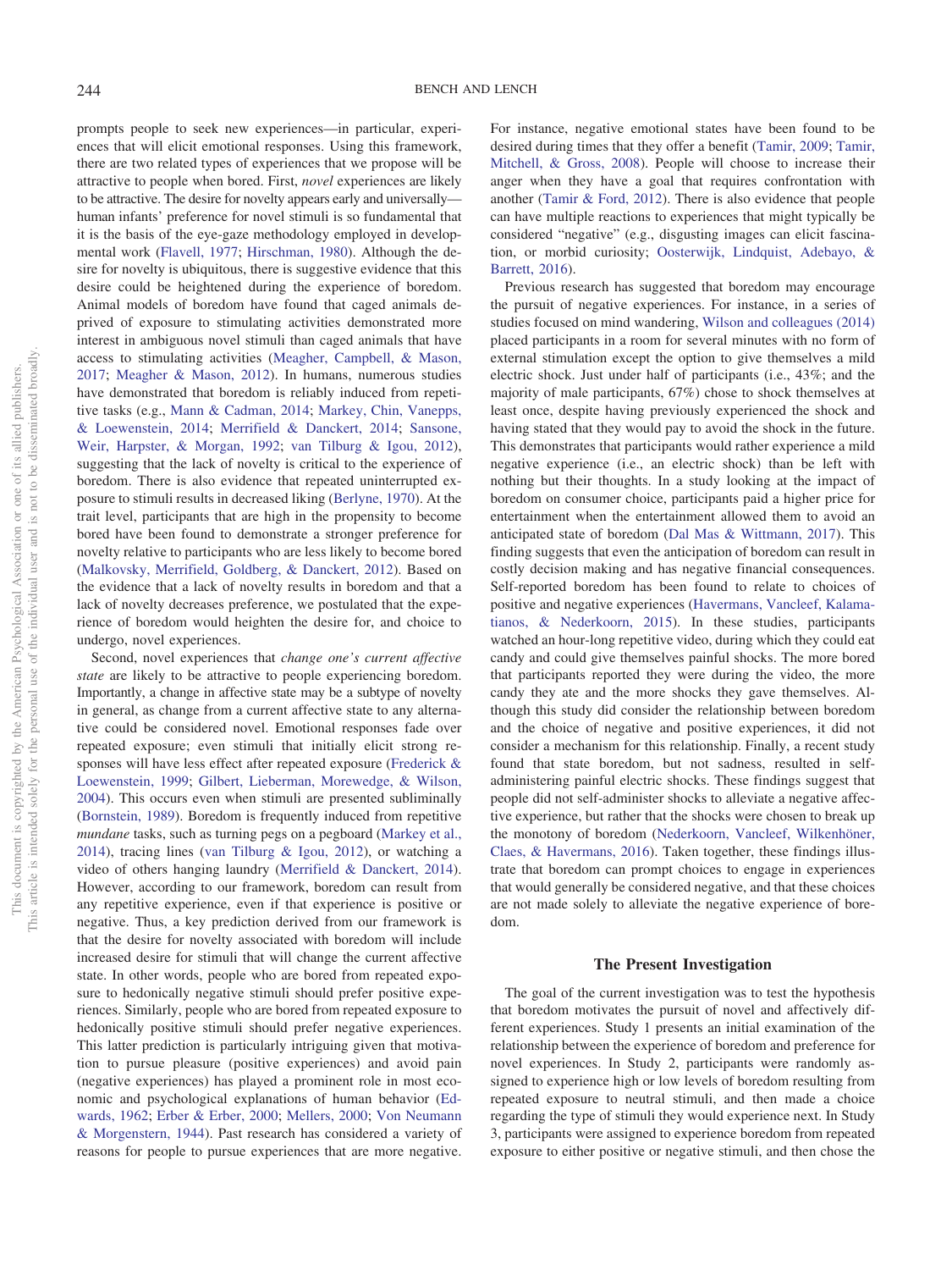prompts people to seek new experiences—in particular, experiences that will elicit emotional responses. Using this framework, there are two related types of experiences that we propose will be attractive to people when bored. First, *novel* experiences are likely to be attractive. The desire for novelty appears early and universally—human infants' preference for novel stimuli is so fundamental that it is the basis of the eye-gaze methodology employed in developmental work (Flavell, 1977; Hirschman, 1980). Although the desire for novelty is ubiquitous, there is suggestive evidence that this desire could be heightened during the experience of boredom. Animal models of boredom have found that caged animals deprived of exposure to stimulating activities demonstrated more interest in ambiguous novel stimuli than caged animals that have access to stimulating activities (Meagher, Campbell, & Mason, 2017; Meagher & Mason, 2012). In humans, numerous studies have demonstrated that boredom is reliably induced from repetitive tasks (e.g., Mann & Cadman, 2014; Markey, Chin, Vanepps, & Loewenstein, 2014; Merrifield & Danckert, 2014; Sansone, Weir, Harpster, & Morgan, 1992; van Tilburg & Igou, 2012), suggesting that the lack of novelty is critical to the experience of boredom. There is also evidence that repeated uninterrupted exposure to stimuli results in decreased liking (Berlyne, 1970). At the trait level, participants that are high in the propensity to become bored have been found to demonstrate a stronger preference for novelty relative to participants who are less likely to become bored (Malkovsky, Merrifield, Goldberg, & Danckert, 2012). Based on the evidence that a lack of novelty results in boredom and that a lack of novelty decreases preference, we postulated that the experience of boredom would heighten the desire for, and choice to undergo, novel experiences.

Second, novel experiences that *change one's current affective state* are likely to be attractive to people experiencing boredom. Importantly, a change in affective state may be a subtype of novelty in general, as change from a current affective state to any alternative could be considered novel. Emotional responses fade over repeated exposure; even stimuli that initially elicit strong responses will have less effect after repeated exposure (Frederick & Loewenstein, 1999; Gilbert, Lieberman, Morewedge, & Wilson, 2004). This occurs even when stimuli are presented subliminally (Bornstein, 1989). Boredom is frequently induced from repetitive *mundane* tasks, such as turning pegs on a pegboard (Markey et al., 2014), tracing lines (van Tilburg & Igou, 2012), or watching a video of others hanging laundry (Merrifield & Danckert, 2014). However, according to our framework, boredom can result from any repetitive experience, even if that experience is positive or negative. Thus, a key prediction derived from our framework is that the desire for novelty associated with boredom will include increased desire for stimuli that will change the current affective state. In other words, people who are bored from repeated exposure to hedonically negative stimuli should prefer positive experiences. Similarly, people who are bored from repeated exposure to hedonically positive stimuli should prefer negative experiences. This latter prediction is particularly intriguing given that motivation to pursue pleasure (positive experiences) and avoid pain (negative experiences) has played a prominent role in most economic and psychological explanations of human behavior (Edwards, 1962; Erber & Erber, 2000; Mellers, 2000; Von Neumann & Morgenstern, 1944). Past research has considered a variety of reasons for people to pursue experiences that are more negative. For instance, negative emotional states have been found to be desired during times that they offer a benefit (Tamir, 2009; Tamir, Mitchell, & Gross, 2008). People will choose to increase their anger when they have a goal that requires confrontation with another (Tamir & Ford, 2012). There is also evidence that people can have multiple reactions to experiences that might typically be considered "negative" (e.g., disgusting images can elicit fascination, or morbid curiosity; Oosterwijk, Lindquist, Adebayo, & Barrett, 2016).

Previous research has suggested that boredom may encourage the pursuit of negative experiences. For instance, in a series of studies focused on mind wandering, Wilson and colleagues (2014) placed participants in a room for several minutes with no form of external stimulation except the option to give themselves a mild electric shock. Just under half of participants (i.e., 43%; and the majority of male participants, 67%) chose to shock themselves at least once, despite having previously experienced the shock and having stated that they would pay to avoid the shock in the future. This demonstrates that participants would rather experience a mild negative experience (i.e., an electric shock) than be left with nothing but their thoughts. In a study looking at the impact of boredom on consumer choice, participants paid a higher price for entertainment when the entertainment allowed them to avoid an anticipated state of boredom (Dal Mas & Wittmann, 2017). This finding suggests that even the anticipation of boredom can result in costly decision making and has negative financial consequences. Self-reported boredom has been found to relate to choices of positive and negative experiences (Havermans, Vancleef, Kalamatianos, & Nederkoorn, 2015). In these studies, participants watched an hour-long repetitive video, during which they could eat candy and could give themselves painful shocks. The more bored that participants reported they were during the video, the more candy they ate and the more shocks they gave themselves. Although this study did consider the relationship between boredom and the choice of negative and positive experiences, it did not consider a mechanism for this relationship. Finally, a recent study found that state boredom, but not sadness, resulted in self-administering painful electric shocks. These findings suggest that people did not self-administer shocks to alleviate a negative affective experience, but rather that the shocks were chosen to break up the monotony of boredom (Nederkoorn, Vancleef, Wilkenhöner, Claes, & Havermans, 2016). Taken together, these findings illustrate that boredom can prompt choices to engage in experiences that would generally be considered negative, and that these choices are not made solely to alleviate the negative experience of boredom.

## The Present Investigation

The goal of the current investigation was to test the hypothesis that boredom motivates the pursuit of novel and affectively different experiences. Study 1 presents an initial examination of the relationship between the experience of boredom and preference for novel experiences. In Study 2, participants were randomly assigned to experience high or low levels of boredom resulting from repeated exposure to neutral stimuli, and then made a choice regarding the type of stimuli they would experience next. In Study 3, participants were assigned to experience boredom from repeated exposure to either positive or negative stimuli, and then chose the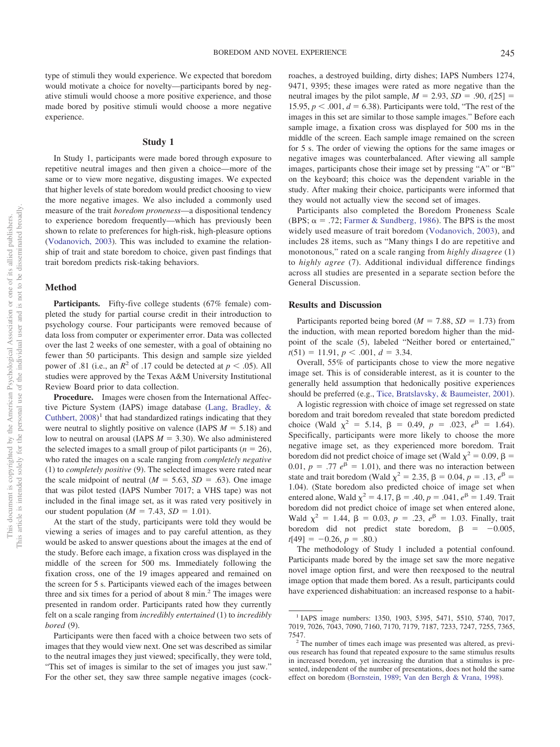type of stimuli they would experience. We expected that boredom would motivate a choice for novelty—participants bored by negative stimuli would choose a more positive experience, and those made bored by positive stimuli would choose a more negative experience.

## Study 1

In Study 1, participants were made bored through exposure to repetitive neutral images and then given a choice—more of the same or to view more negative, disgusting images. We expected that higher levels of state boredom would predict choosing to view the more negative images. We also included a commonly used measure of the trait *boredom proneness*—a dispositional tendency to experience boredom frequently—which has previously been shown to relate to preferences for high-risk, high-pleasure options (Vodanovich, 2003). This was included to examine the relationship of trait and state boredom to choice, given past findings that trait boredom predicts risk-taking behaviors.

### Method

**Participants.** Fifty-five college students (67% female) completed the study for partial course credit in their introduction to psychology course. Four participants were removed because of data loss from computer or experimenter error. Data was collected over the last 2 weeks of one semester, with a goal of obtaining no fewer than 50 participants. This design and sample size yielded power of .81 (i.e., an $R^2$ of .17 could be detected at $p < .05$). All studies were approved by the Texas A&M University Institutional Review Board prior to data collection.

**Procedure.** Images were chosen from the International Affective Picture System (IAPS) image database (Lang, Bradley, & Cuthbert, 2008)[1] that had standardized ratings indicating that they were neutral to slightly positive on valence (IAPS $M = 5.18$) and low to neutral on arousal (IAPS $M = 3.30$). We also administered the selected images to a small group of pilot participants ($n = 26$), who rated the images on a scale ranging from *completely negative* (1) to *completely positive* (9). The selected images were rated near the scale midpoint of neutral ($M = 5.63$, $SD = .63$). One image that was pilot tested (IAPS Number 7017; a VHS tape) was not included in the final image set, as it was rated very positively in our student population ($M = 7.43$, $SD = 1.01$).

At the start of the study, participants were told they would be viewing a series of images and to pay careful attention, as they would be asked to answer questions about the images at the end of the study. Before each image, a fixation cross was displayed in the middle of the screen for 500 ms. Immediately following the fixation cross, one of the 19 images appeared and remained on the screen for 5 s. Participants viewed each of the images between three and six times for a period of about 8 min.[2] The images were presented in random order. Participants rated how they currently felt on a scale ranging from *incredibly entertained* (1) to *incredibly bored* (9).

Participants were then faced with a choice between two sets of images that they would view next. One set was described as similar to the neutral images they just viewed; specifically, they were told, "This set of images is similar to the set of images you just saw." For the other set, they saw three sample negative images (cockroaches, a destroyed building, dirty dishes; IAPS Numbers 1274, 9471, 9395; these images were rated as more negative than the neutral images by the pilot sample, $M = 2.93$, $SD = .90$, $t[25] = 15.95$, $p < .001$, $d = 6.38$). Participants were told, "The rest of the images in this set are similar to those sample images." Before each sample image, a fixation cross was displayed for 500 ms in the middle of the screen. Each sample image remained on the screen for 5 s. The order of viewing the options for the same images or negative images was counterbalanced. After viewing all sample images, participants chose their image set by pressing "A" or "B" on the keyboard; this choice was the dependent variable in the study. After making their choice, participants were informed that they would not actually view the second set of images.

Participants also completed the Boredom Proneness Scale (BPS; $\alpha = .72$; Farmer & Sundberg, 1986). The BPS is the most widely used measure of trait boredom (Vodanovich, 2003), and includes 28 items, such as "Many things I do are repetitive and monotonous," rated on a scale ranging from *highly disagree* (1) to *highly agree* (7). Additional individual difference findings across all studies are presented in a separate section before the General Discussion.

### Results and Discussion

Participants reported being bored ($M = 7.88$, $SD = 1.73$) from the induction, with mean reported boredom higher than the midpoint of the scale (5), labeled "Neither bored or entertained," $t(51) = 11.91$, $p < .001$, $d = 3.34$.

Overall, 55% of participants chose to view the more negative image set. This is of considerable interest, as it is counter to the generally held assumption that hedonically positive experiences should be preferred (e.g., Tice, Bratslavsky, & Baumeister, 2001).

A logistic regression with choice of image set regressed on state boredom and trait boredom revealed that state boredom predicted choice (Wald $\chi^2 = 5.14$, $\beta = 0.49$, $p = .023$, $e^{\beta} = 1.64$). Specifically, participants were more likely to choose the more negative image set, as they experienced more boredom. Trait boredom did not predict choice of image set (Wald $\chi^2 = 0.09$, $\beta = 0.01$, $p = .77$ $e^{\beta} = 1.01$), and there was no interaction between state and trait boredom (Wald $\chi^2 = 2.35$, $\beta = 0.04$, $p = .13$, $e^{\beta} = 1.04$). (State boredom also predicted choice of image set when entered alone, Wald $\chi^2 = 4.17$, $\beta = .40$, $p = .041$, $e^{\beta} = 1.49$. Trait boredom did not predict choice of image set when entered alone, Wald $\chi^2 = 1.44$, $\beta = 0.03$, $p = .23$, $e^{\beta} = 1.03$. Finally, trait boredom did not predict state boredom, $\beta = -0.005$, $t[49] = -0.26$, $p = .80$.)

The methodology of Study 1 included a potential confound. Participants made bored by the image set saw the more negative novel image option first, and were then reexposed to the neutral image option that made them bored. As a result, participants could have experienced dishabituation: an increased response to a habit-

---

[1] IAPS image numbers: 1350, 1903, 5395, 5471, 5510, 5740, 7017, 7019, 7026, 7043, 7090, 7160, 7170, 7179, 7187, 7233, 7247, 7255, 7365, 7547.

[2] The number of times each image was presented was altered, as previous research has found that repeated exposure to the same stimulus results in increased boredom, yet increasing the duration that a stimulus is presented, independent of the number of presentations, does not hold the same effect on boredom (Bornstein, 1989; Van den Bergh & Vrana, 1998).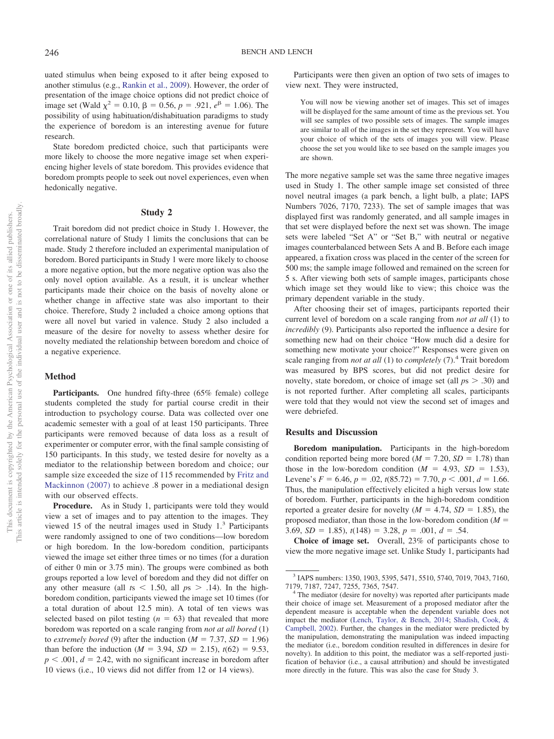uated stimulus when being exposed to it after being exposed to another stimulus (e.g., Rankin et al., 2009). However, the order of presentation of the image choice options did not predict choice of image set (Wald $\chi^2 = 0.10$, $\beta = 0.56$, $p = .921$, $e^{\beta} = 1.06$). The possibility of using habituation/dishabituation paradigms to study the experience of boredom is an interesting avenue for future research.

State boredom predicted choice, such that participants were more likely to choose the more negative image set when experiencing higher levels of state boredom. This provides evidence that boredom prompts people to seek out novel experiences, even when hedonically negative.

## Study 2

Trait boredom did not predict choice in Study 1. However, the correlational nature of Study 1 limits the conclusions that can be made. Study 2 therefore included an experimental manipulation of boredom. Bored participants in Study 1 were more likely to choose a more negative option, but the more negative option was also the only novel option available. As a result, it is unclear whether participants made their choice on the basis of novelty alone or whether change in affective state was also important to their choice. Therefore, Study 2 included a choice among options that were all novel but varied in valence. Study 2 also included a measure of the desire for novelty to assess whether desire for novelty mediated the relationship between boredom and choice of a negative experience.

### Method

**Participants.** One hundred fifty-three (65% female) college students completed the study for partial course credit in their introduction to psychology course. Data was collected over one academic semester with a goal of at least 150 participants. Three participants were removed because of data loss as a result of experimenter or computer error, with the final sample consisting of 150 participants. In this study, we tested desire for novelty as a mediator to the relationship between boredom and choice; our sample size exceeded the size of 115 recommended by Fritz and Mackinnon (2007) to achieve .8 power in a mediational design with our observed effects.

**Procedure.** As in Study 1, participants were told they would view a set of images and to pay attention to the images. They viewed 15 of the neutral images used in Study 1.[3] Participants were randomly assigned to one of two conditions—low boredom or high boredom. In the low-boredom condition, participants viewed the image set either three times or no times (for a duration of either 0 min or 3.75 min). The groups were combined as both groups reported a low level of boredom and they did not differ on any other measure (all $ts < 1.50$, all $ps > .14$). In the high-boredom condition, participants viewed the image set 10 times (for a total duration of about 12.5 min). A total of ten views was selected based on pilot testing ($n = 63$) that revealed that more boredom was reported on a scale ranging from *not at all bored* (1) to *extremely bored* (9) after the induction ($M = 7.37$, $SD = 1.96$) than before the induction ($M = 3.94$, $SD = 2.15$), $t(62) = 9.53$, $p < .001$, $d = 2.42$, with no significant increase in boredom after 10 views (i.e., 10 views did not differ from 12 or 14 views).

Participants were then given an option of two sets of images to view next. They were instructed,

> You will now be viewing another set of images. This set of images will be displayed for the same amount of time as the previous set. You will see samples of two possible sets of images. The sample images are similar to all of the images in the set they represent. You will have your choice of which of the sets of images you will view. Please choose the set you would like to see based on the sample images you are shown.

The more negative sample set was the same three negative images used in Study 1. The other sample image set consisted of three novel neutral images (a park bench, a light bulb, a plate; IAPS Numbers 7026, 7170, 7233). The set of sample images that was displayed first was randomly generated, and all sample images in that set were displayed before the next set was shown. The image sets were labeled "Set A" or "Set B," with neutral or negative images counterbalanced between Sets A and B. Before each image appeared, a fixation cross was placed in the center of the screen for 500 ms; the sample image followed and remained on the screen for 5 s. After viewing both sets of sample images, participants chose which image set they would like to view; this choice was the primary dependent variable in the study.

After choosing their set of images, participants reported their current level of boredom on a scale ranging from *not at all* (1) to *incredibly* (9). Participants also reported the influence a desire for something new had on their choice "How much did a desire for something new motivate your choice?" Responses were given on scale ranging from *not at all* (1) to *completely* (7).[4] Trait boredom was measured by BPS scores, but did not predict desire for novelty, state boredom, or choice of image set (all $ps > .30$) and is not reported further. After completing all scales, participants were told that they would not view the second set of images and were debriefed.

### Results and Discussion

**Boredom manipulation.** Participants in the high-boredom condition reported being more bored ($M = 7.20$, $SD = 1.78$) than those in the low-boredom condition ($M = 4.93$, $SD = 1.53$), Levene's $F = 6.46$, $p = .02$, $t(85.72) = 7.70$, $p < .001$, $d = 1.66$. Thus, the manipulation effectively elicited a high versus low state of boredom. Further, participants in the high-boredom condition reported a greater desire for novelty ($M = 4.74$, $SD = 1.85$), the proposed mediator, than those in the low-boredom condition ($M = 3.69$, $SD = 1.85$), $t(148) = 3.28$, $p = .001$, $d = .54$.

**Choice of image set.** Overall, 23% of participants chose to view the more negative image set. Unlike Study 1, participants had

[3] IAPS numbers: 1350, 1903, 5395, 5471, 5510, 5740, 7019, 7043, 7160, 7179, 7187, 7247, 7255, 7365, 7547.

[4] The mediator (desire for novelty) was reported after participants made their choice of image set. Measurement of a proposed mediator after the dependent measure is acceptable when the dependent variable does not impact the mediator (Lench, Taylor, & Bench, 2014; Shadish, Cook, & Campbell, 2002). Further, the changes in the mediator were predicted by the manipulation, demonstrating the manipulation was indeed impacting the mediator (i.e., boredom condition resulted in differences in desire for novelty). In addition to this point, the mediator was a self-reported justification of behavior (i.e., a causal attribution) and should be investigated more directly in the future. This was also the case for Study 3.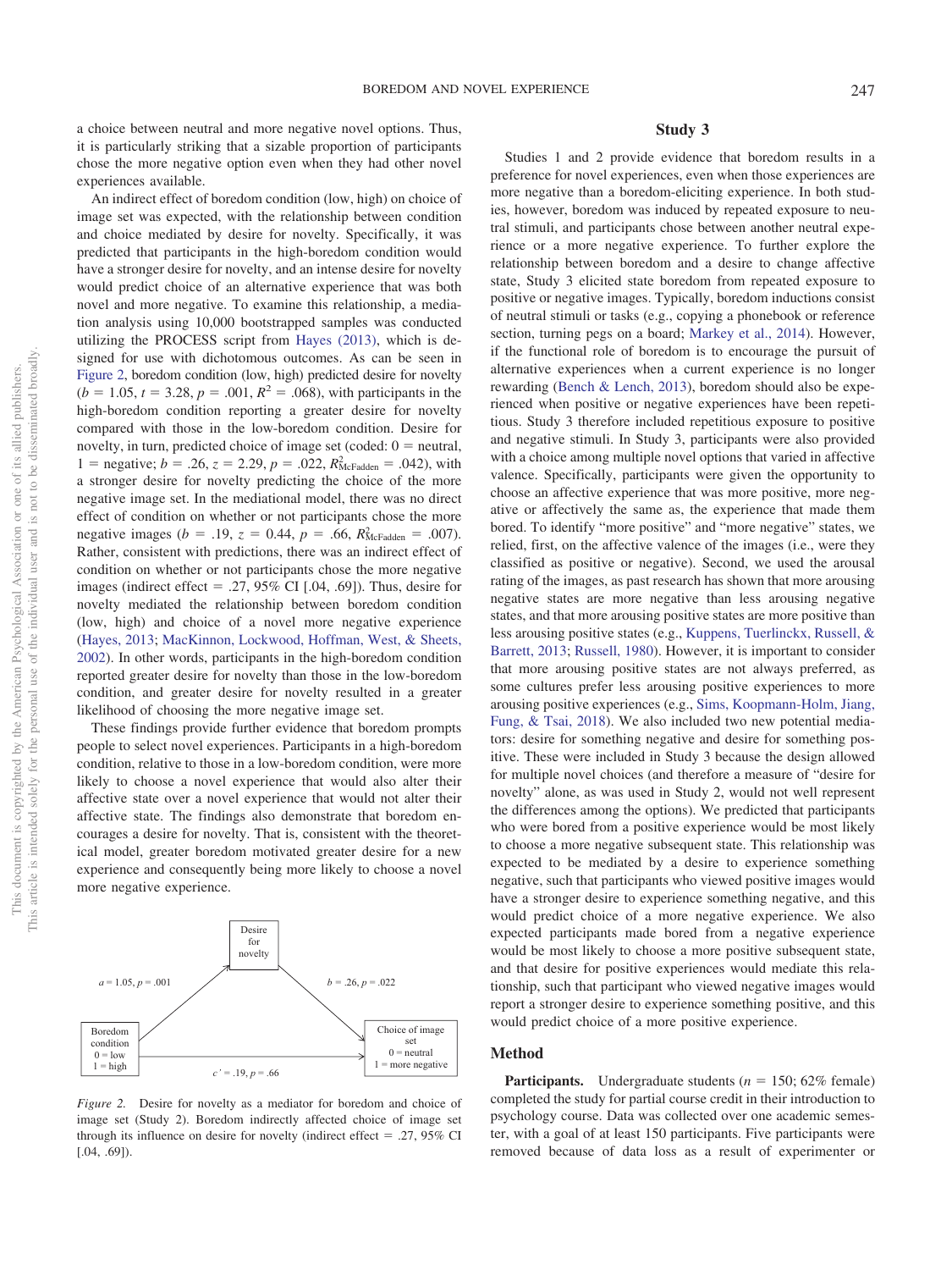a choice between neutral and more negative novel options. Thus, it is particularly striking that a sizable proportion of participants chose the more negative option even when they had other novel experiences available.

An indirect effect of boredom condition (low, high) on choice of image set was expected, with the relationship between condition and choice mediated by desire for novelty. Specifically, it was predicted that participants in the high-boredom condition would have a stronger desire for novelty, and an intense desire for novelty would predict choice of an alternative experience that was both novel and more negative. To examine this relationship, a mediation analysis using 10,000 bootstrapped samples was conducted utilizing the PROCESS script from Hayes (2013), which is designed for use with dichotomous outcomes. As can be seen in Figure 2, boredom condition (low, high) predicted desire for novelty ($b = 1.05$, $t = 3.28$, $p = .001$, $R^2 = .068$), with participants in the high-boredom condition reporting a greater desire for novelty compared with those in the low-boredom condition. Desire for novelty, in turn, predicted choice of image set (coded: 0 = neutral, 1 = negative; $b = .26$, $z = 2.29$, $p = .022$, $R^2_{\text{McFadden}} = .042$), with a stronger desire for novelty predicting the choice of the more negative image set. In the mediational model, there was no direct effect of condition on whether or not participants chose the more negative images ($b = .19$, $z = 0.44$, $p = .66$, $R^2_{\text{McFadden}} = .007$). Rather, consistent with predictions, there was an indirect effect of condition on whether or not participants chose the more negative images (indirect effect = .27, 95% CI [.04, .69]). Thus, desire for novelty mediated the relationship between boredom condition (low, high) and choice of a novel more negative experience (Hayes, 2013; MacKinnon, Lockwood, Hoffman, West, & Sheets, 2002). In other words, participants in the high-boredom condition reported greater desire for novelty than those in the low-boredom condition, and greater desire for novelty resulted in a greater likelihood of choosing the more negative image set.

These findings provide further evidence that boredom prompts people to select novel experiences. Participants in a high-boredom condition, relative to those in a low-boredom condition, were more likely to choose a novel experience that would also alter their affective state over a novel experience that would not alter their affective state. The findings also demonstrate that boredom encourages a desire for novelty. That is, consistent with the theoretical model, greater boredom motivated greater desire for a new experience and consequently being more likely to choose a novel more negative experience.

Desire for novelty

$a = 1.05, p = .001$

$b = .26, p = .022$

Boredom condition
0 = low
1 = high

$c' = .19, p = .66$

Choice of image set
0 = neutral
1 = more negative

*Figure 2.* Desire for novelty as a mediator for boredom and choice of image set (Study 2). Boredom indirectly affected choice of image set through its influence on desire for novelty (indirect effect = .27, 95% CI [.04, .69]).

## Study 3

Studies 1 and 2 provide evidence that boredom results in a preference for novel experiences, even when those experiences are more negative than a boredom-eliciting experience. In both studies, however, boredom was induced by repeated exposure to neutral stimuli, and participants chose between another neutral experience or a more negative experience. To further explore the relationship between boredom and a desire to change affective state, Study 3 elicited state boredom from repeated exposure to positive or negative images. Typically, boredom inductions consist of neutral stimuli or tasks (e.g., copying a phonebook or reference section, turning pegs on a board; Markey et al., 2014). However, if the functional role of boredom is to encourage the pursuit of alternative experiences when a current experience is no longer rewarding (Bench & Lench, 2013), boredom should also be experienced when positive or negative experiences have been repetitious. Study 3 therefore included repetitious exposure to positive and negative stimuli. In Study 3, participants were also provided with a choice among multiple novel options that varied in affective valence. Specifically, participants were given the opportunity to choose an affective experience that was more positive, more negative or affectively the same as, the experience that made them bored. To identify "more positive" and "more negative" states, we relied, first, on the affective valence of the images (i.e., were they classified as positive or negative). Second, we used the arousal rating of the images, as past research has shown that more arousing negative states are more negative than less arousing negative states, and that more arousing positive states are more positive than less arousing positive states (e.g., Kuppens, Tuerlinckx, Russell, & Barrett, 2013; Russell, 1980). However, it is important to consider that more arousing positive states are not always preferred, as some cultures prefer less arousing positive experiences to more arousing positive experiences (e.g., Sims, Koopmann-Holm, Jiang, Fung, & Tsai, 2018). We also included two new potential mediators: desire for something negative and desire for something positive. These were included in Study 3 because the design allowed for multiple novel choices (and therefore a measure of "desire for novelty" alone, as was used in Study 2, would not well represent the differences among the options). We predicted that participants who were bored from a positive experience would be most likely to choose a more negative subsequent state. This relationship was expected to be mediated by a desire to experience something negative, such that participants who viewed positive images would have a stronger desire to experience something negative, and this would predict choice of a more negative experience. We also expected participants made bored from a negative experience would be most likely to choose a more positive subsequent state, and that desire for positive experiences would mediate this relationship, such that participant who viewed negative images would report a stronger desire to experience something positive, and this would predict choice of a more positive experience.

## Method

**Participants.** Undergraduate students ($n = 150$; 62% female) completed the study for partial course credit in their introduction to psychology course. Data was collected over one academic semester, with a goal of at least 150 participants. Five participants were removed because of data loss as a result of experimenter or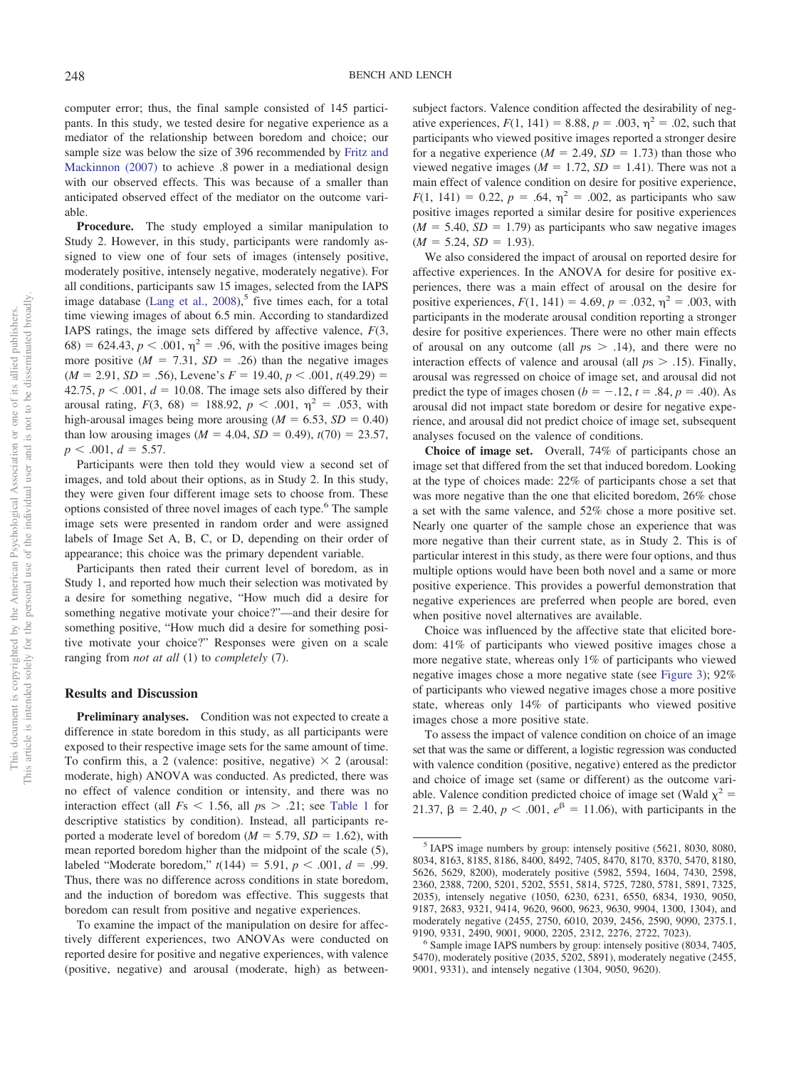computer error; thus, the final sample consisted of 145 participants. In this study, we tested desire for negative experience as a mediator of the relationship between boredom and choice; our sample size was below the size of 396 recommended by Fritz and Mackinnon (2007) to achieve .8 power in a mediational design with our observed effects. This was because of a smaller than anticipated observed effect of the mediator on the outcome variable.

**Procedure.** The study employed a similar manipulation to Study 2. However, in this study, participants were randomly assigned to view one of four sets of images (intensely positive, moderately positive, intensely negative, moderately negative). For all conditions, participants saw 15 images, selected from the IAPS image database (Lang et al., 2008),[5] five times each, for a total time viewing images of about 6.5 min. According to standardized IAPS ratings, the image sets differed by affective valence, $F(3, 68) = 624.43$, $p < .001$, $\eta^2 = .96$, with the positive images being more positive ($M = 7.31$, $SD = .26$) than the negative images ($M = 2.91$, $SD = .56$), Levene's $F = 19.40$, $p < .001$, $t(49.29) = 42.75$, $p < .001$, $d = 10.08$. The image sets also differed by their arousal rating, $F(3, 68) = 188.92$, $p < .001$, $\eta^2 = .053$, with high-arousal images being more arousing ($M = 6.53$, $SD = 0.40$) than low arousing images ($M = 4.04$, $SD = 0.49$), $t(70) = 23.57$, $p < .001$, $d = 5.57$.

Participants were then told they would view a second set of images, and told about their options, as in Study 2. In this study, they were given four different image sets to choose from. These options consisted of three novel images of each type.[6] The sample image sets were presented in random order and were assigned labels of Image Set A, B, C, or D, depending on their order of appearance; this choice was the primary dependent variable.

Participants then rated their current level of boredom, as in Study 1, and reported how much their selection was motivated by a desire for something negative, "How much did a desire for something negative motivate your choice?"—and their desire for something positive, "How much did a desire for something positive motivate your choice?" Responses were given on a scale ranging from *not at all* (1) to *completely* (7).

## Results and Discussion

**Preliminary analyses.** Condition was not expected to create a difference in state boredom in this study, as all participants were exposed to their respective image sets for the same amount of time. To confirm this, a 2 (valence: positive, negative) × 2 (arousal: moderate, high) ANOVA was conducted. As predicted, there was no effect of valence condition or intensity, and there was no interaction effect (all $Fs < 1.56$, all $ps > .21$; see Table 1 for descriptive statistics by condition). Instead, all participants reported a moderate level of boredom ($M = 5.79$, $SD = 1.62$), with mean reported boredom higher than the midpoint of the scale (5), labeled "Moderate boredom," $t(144) = 5.91$, $p < .001$, $d = .99$. Thus, there was no difference across conditions in state boredom, and the induction of boredom was effective. This suggests that boredom can result from positive and negative experiences.

To examine the impact of the manipulation on desire for affectively different experiences, two ANOVAs were conducted on reported desire for positive and negative experiences, with valence (positive, negative) and arousal (moderate, high) as between-subject factors. Valence condition affected the desirability of negative experiences, $F(1, 141) = 8.88$, $p = .003$, $\eta^2 = .02$, such that participants who viewed positive images reported a stronger desire for a negative experience ($M = 2.49$, $SD = 1.73$) than those who viewed negative images ($M = 1.72$, $SD = 1.41$). There was not a main effect of valence condition on desire for positive experience, $F(1, 141) = 0.22$, $p = .64$, $\eta^2 = .002$, as participants who saw positive images reported a similar desire for positive experiences ($M = 5.40$, $SD = 1.79$) as participants who saw negative images ($M = 5.24$, $SD = 1.93$).

We also considered the impact of arousal on reported desire for affective experiences. In the ANOVA for desire for positive experiences, there was a main effect of arousal on the desire for positive experiences, $F(1, 141) = 4.69$, $p = .032$, $\eta^2 = .003$, with participants in the moderate arousal condition reporting a stronger desire for positive experiences. There were no other main effects of arousal on any outcome (all $ps > .14$), and there were no interaction effects of valence and arousal (all $ps > .15$). Finally, arousal was regressed on choice of image set, and arousal did not predict the type of images chosen ($b = -.12$, $t = .84$, $p = .40$). As arousal did not impact state boredom or desire for negative experience, and arousal did not predict choice of image set, subsequent analyses focused on the valence of conditions.

**Choice of image set.** Overall, 74% of participants chose an image set that differed from the set that induced boredom. Looking at the type of choices made: 22% of participants chose a set that was more negative than the one that elicited boredom, 26% chose a set with the same valence, and 52% chose a more positive set. Nearly one quarter of the sample chose an experience that was more negative than their current state, as in Study 2. This is of particular interest in this study, as there were four options, and thus multiple options would have been both novel and a same or more positive experience. This provides a powerful demonstration that negative experiences are preferred when people are bored, even when positive novel alternatives are available.

Choice was influenced by the affective state that elicited boredom: 41% of participants who viewed positive images chose a more negative state, whereas only 1% of participants who viewed negative images chose a more negative state (see Figure 3); 92% of participants who viewed negative images chose a more positive state, whereas only 14% of participants who viewed positive images chose a more positive state.

To assess the impact of valence condition on choice of an image set that was the same or different, a logistic regression was conducted with valence condition (positive, negative) entered as the predictor and choice of image set (same or different) as the outcome variable. Valence condition predicted choice of image set (Wald $\chi^2 = 21.37$, $\beta = 2.40$, $p < .001$, $e^{\beta} = 11.06$), with participants in the

[5] IAPS image numbers by group: intensely positive (5621, 8030, 8080, 8034, 8163, 8185, 8186, 8400, 8492, 7405, 8470, 8170, 8370, 5470, 8180, 5626, 5629, 8200), moderately positive (5982, 5594, 1604, 7430, 2598, 2360, 2388, 7200, 5201, 5202, 5551, 5814, 5725, 7280, 5781, 5891, 7325, 2035), intensely negative (1050, 6230, 6231, 6550, 6834, 1930, 9050, 9187, 2683, 9321, 9414, 9620, 9600, 9623, 9630, 9904, 1300, 1304), and moderately negative (2455, 2750, 6010, 2039, 2456, 2590, 9090, 2375.1, 9190, 9331, 2490, 9001, 9000, 2205, 2312, 2276, 2722, 7023).

[6] Sample image IAPS numbers by group: intensely positive (8034, 7405, 5470), moderately positive (2035, 5202, 5891), moderately negative (2455, 9001, 9331), and intensely negative (1304, 9050, 9620).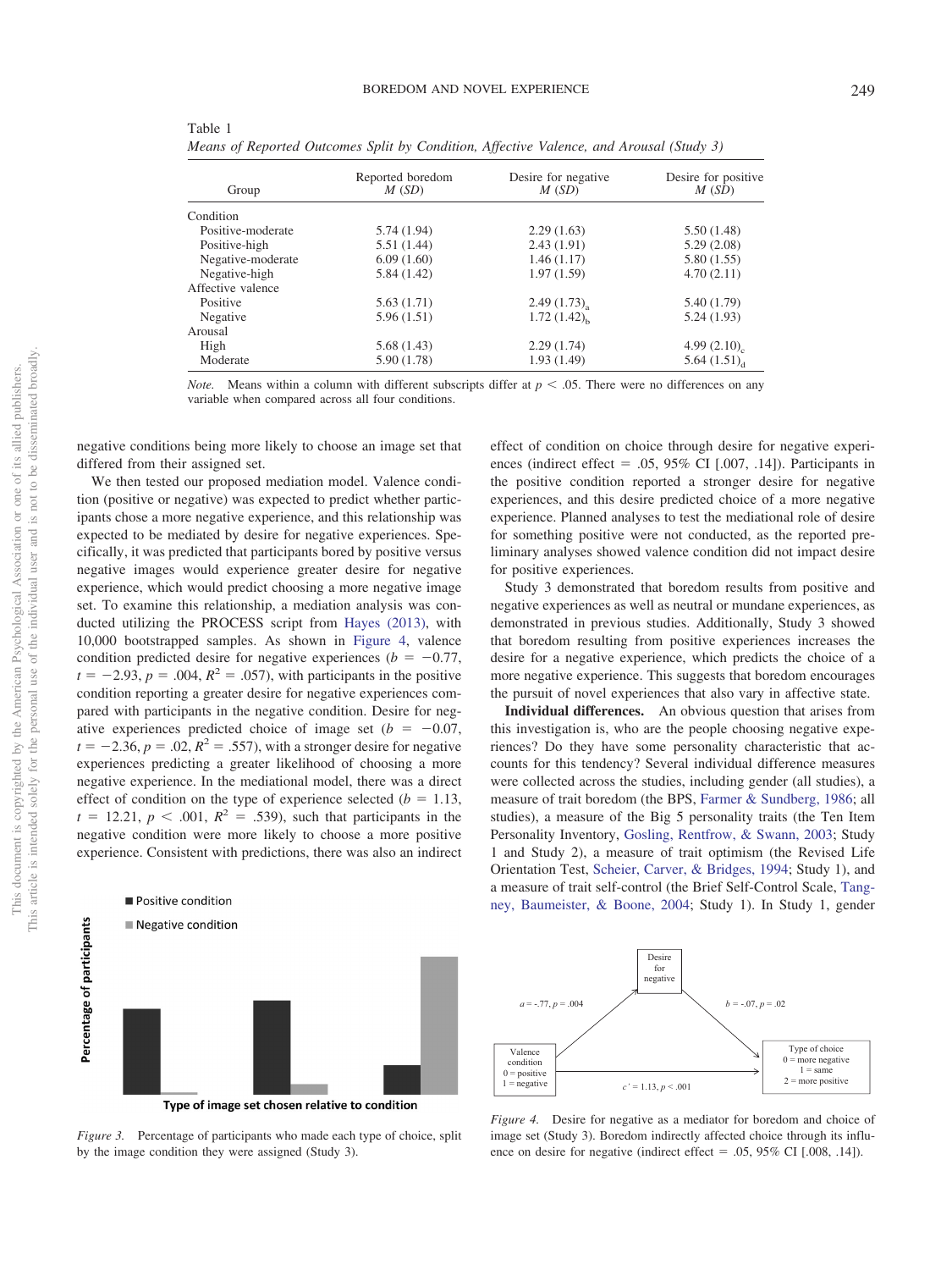Table 1
*Means of Reported Outcomes Split by Condition, Affective Valence, and Arousal (Study 3)*

| Group | Reported boredom *M* (*SD*) | Desire for negative *M* (*SD*) | Desire for positive *M* (*SD*) |
|---|---|---|---|
| Condition | | | |
| Positive-moderate | 5.74 (1.94) | 2.29 (1.63) | 5.50 (1.48) |
| Positive-high | 5.51 (1.44) | 2.43 (1.91) | 5.29 (2.08) |
| Negative-moderate | 6.09 (1.60) | 1.46 (1.17) | 5.80 (1.55) |
| Negative-high | 5.84 (1.42) | 1.97 (1.59) | 4.70 (2.11) |
| Affective valence | | | |
| Positive | 5.63 (1.71) | 2.49 $(1.73)_a$ | 5.40 (1.79) |
| Negative | 5.96 (1.51) | 1.72 $(1.42)_b$ | 5.24 (1.93) |
| Arousal | | | |
| High | 5.68 (1.43) | 2.29 (1.74) | 4.99 $(2.10)_c$ |
| Moderate | 5.90 (1.78) | 1.93 (1.49) | 5.64 $(1.51)_d$ |

*Note.* Means within a column with different subscripts differ at $p < .05$. There were no differences on any variable when compared across all four conditions.

negative conditions being more likely to choose an image set that differed from their assigned set.

We then tested our proposed mediation model. Valence condition (positive or negative) was expected to predict whether participants chose a more negative experience, and this relationship was expected to be mediated by desire for negative experiences. Specifically, it was predicted that participants bored by positive versus negative images would experience greater desire for negative experience, which would predict choosing a more negative image set. To examine this relationship, a mediation analysis was conducted utilizing the PROCESS script from Hayes (2013), with 10,000 bootstrapped samples. As shown in Figure 4, valence condition predicted desire for negative experiences ($b = -0.77$, $t = -2.93$, $p = .004$, $R^2 = .057$), with participants in the positive condition reporting a greater desire for negative experiences compared with participants in the negative condition. Desire for negative experiences predicted choice of image set ($b = -0.07$, $t = -2.36$, $p = .02$, $R^2 = .557$), with a stronger desire for negative experiences predicting a greater likelihood of choosing a more negative experience. In the mediational model, there was a direct effect of condition on the type of experience selected ($b = 1.13$, $t = 12.21$, $p < .001$, $R^2 = .539$), such that participants in the negative condition were more likely to choose a more positive experience. Consistent with predictions, there was also an indirect effect of condition on choice through desire for negative experiences (indirect effect = .05, 95% CI [.007, .14]). Participants in the positive condition reported a stronger desire for negative experiences, and this desire predicted choice of a more negative experience. Planned analyses to test the mediational role of desire for something positive were not conducted, as the reported preliminary analyses showed valence condition did not impact desire for positive experiences.

Study 3 demonstrated that boredom results from positive and negative experiences as well as neutral or mundane experiences, as demonstrated in previous studies. Additionally, Study 3 showed that boredom resulting from positive experiences increases the desire for a negative experience, which predicts the choice of a more negative experience. This suggests that boredom encourages the pursuit of novel experiences that also vary in affective state.

**Individual differences.** An obvious question that arises from this investigation is, who are the people choosing negative experiences? Do they have some personality characteristic that accounts for this tendency? Several individual difference measures were collected across the studies, including gender (all studies), a measure of trait boredom (the BPS, Farmer & Sundberg, 1986; all studies), a measure of the Big 5 personality traits (the Ten Item Personality Inventory, Gosling, Rentfrow, & Swann, 2003; Study 1 and Study 2), a measure of trait optimism (the Revised Life Orientation Test, Scheier, Carver, & Bridges, 1994; Study 1), and a measure of trait self-control (the Brief Self-Control Scale, Tangney, Baumeister, & Boone, 2004; Study 1). In Study 1, gender

■ Positive condition
■ Negative condition
Percentage of participants
Type of image set chosen relative to condition

*Figure 3.* Percentage of participants who made each type of choice, split by the image condition they were assigned (Study 3).

Desire for negative
a = -.77, p = .004
b = -.07, p = .02
Valence condition 0 = positive 1 = negative
c' = 1.13, p < .001
Type of choice 0 = more negative 1 = same 2 = more positive

*Figure 4.* Desire for negative as a mediator for boredom and choice of image set (Study 3). Boredom indirectly affected choice through its influence on desire for negative (indirect effect = .05, 95% CI [.008, .14]).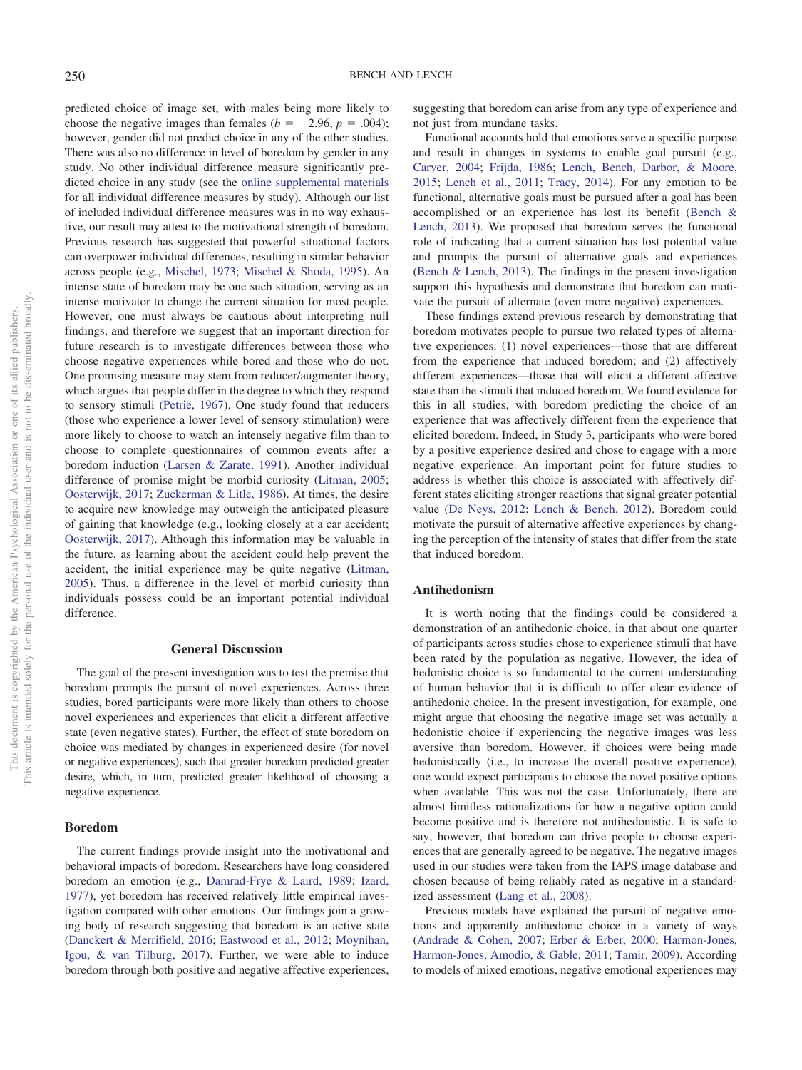predicted choice of image set, with males being more likely to choose the negative images than females ($b = -2.96$, $p = .004$); however, gender did not predict choice in any of the other studies. There was also no difference in level of boredom by gender in any study. No other individual difference measure significantly predicted choice in any study (see the online supplemental materials for all individual difference measures by study). Although our list of included individual difference measures was in no way exhaustive, our result may attest to the motivational strength of boredom. Previous research has suggested that powerful situational factors can overpower individual differences, resulting in similar behavior across people (e.g., Mischel, 1973; Mischel & Shoda, 1995). An intense state of boredom may be one such situation, serving as an intense motivator to change the current situation for most people. However, one must always be cautious about interpreting null findings, and therefore we suggest that an important direction for future research is to investigate differences between those who choose negative experiences while bored and those who do not. One promising measure may stem from reducer/augmenter theory, which argues that people differ in the degree to which they respond to sensory stimuli (Petrie, 1967). One study found that reducers (those who experience a lower level of sensory stimulation) were more likely to choose to watch an intensely negative film than to choose to complete questionnaires of common events after a boredom induction (Larsen & Zarate, 1991). Another individual difference of promise might be morbid curiosity (Litman, 2005; Oosterwijk, 2017; Zuckerman & Litle, 1986). At times, the desire to acquire new knowledge may outweigh the anticipated pleasure of gaining that knowledge (e.g., looking closely at a car accident; Oosterwijk, 2017). Although this information may be valuable in the future, as learning about the accident could help prevent the accident, the initial experience may be quite negative (Litman, 2005). Thus, a difference in the level of morbid curiosity than individuals possess could be an important potential individual difference.

## General Discussion

The goal of the present investigation was to test the premise that boredom prompts the pursuit of novel experiences. Across three studies, bored participants were more likely than others to choose novel experiences and experiences that elicit a different affective state (even negative states). Further, the effect of state boredom on choice was mediated by changes in experienced desire (for novel or negative experiences), such that greater boredom predicted greater desire, which, in turn, predicted greater likelihood of choosing a negative experience.

### Boredom

The current findings provide insight into the motivational and behavioral impacts of boredom. Researchers have long considered boredom an emotion (e.g., Damrad-Frye & Laird, 1989; Izard, 1977), yet boredom has received relatively little empirical investigation compared with other emotions. Our findings join a growing body of research suggesting that boredom is an active state (Danckert & Merrifield, 2016; Eastwood et al., 2012; Moynihan, Igou, & van Tilburg, 2017). Further, we were able to induce boredom through both positive and negative affective experiences, suggesting that boredom can arise from any type of experience and not just from mundane tasks.

Functional accounts hold that emotions serve a specific purpose and result in changes in systems to enable goal pursuit (e.g., Carver, 2004; Frijda, 1986; Lench, Bench, Darbor, & Moore, 2015; Lench et al., 2011; Tracy, 2014). For any emotion to be functional, alternative goals must be pursued after a goal has been accomplished or an experience has lost its benefit (Bench & Lench, 2013). We proposed that boredom serves the functional role of indicating that a current situation has lost potential value and prompts the pursuit of alternative goals and experiences (Bench & Lench, 2013). The findings in the present investigation support this hypothesis and demonstrate that boredom can motivate the pursuit of alternate (even more negative) experiences.

These findings extend previous research by demonstrating that boredom motivates people to pursue two related types of alternative experiences: (1) novel experiences—those that are different from the experience that induced boredom; and (2) affectively different experiences—those that will elicit a different affective state than the stimuli that induced boredom. We found evidence for this in all studies, with boredom predicting the choice of an experience that was affectively different from the experience that elicited boredom. Indeed, in Study 3, participants who were bored by a positive experience desired and chose to engage with a more negative experience. An important point for future studies to address is whether this choice is associated with affectively different states eliciting stronger reactions that signal greater potential value (De Neys, 2012; Lench & Bench, 2012). Boredom could motivate the pursuit of alternative affective experiences by changing the perception of the intensity of states that differ from the state that induced boredom.

### Antihedonism

It is worth noting that the findings could be considered a demonstration of an antihedonic choice, in that about one quarter of participants across studies chose to experience stimuli that have been rated by the population as negative. However, the idea of hedonistic choice is so fundamental to the current understanding of human behavior that it is difficult to offer clear evidence of antihedonic choice. In the present investigation, for example, one might argue that choosing the negative image set was actually a hedonistic choice if experiencing the negative images was less aversive than boredom. However, if choices were being made hedonistically (i.e., to increase the overall positive experience), one would expect participants to choose the novel positive options when available. This was not the case. Unfortunately, there are almost limitless rationalizations for how a negative option could become positive and is therefore not antihedonistic. It is safe to say, however, that boredom can drive people to choose experiences that are generally agreed to be negative. The negative images used in our studies were taken from the IAPS image database and chosen because of being reliably rated as negative in a standardized assessment (Lang et al., 2008).

Previous models have explained the pursuit of negative emotions and apparently antihedonic choice in a variety of ways (Andrade & Cohen, 2007; Erber & Erber, 2000; Harmon-Jones, Harmon-Jones, Amodio, & Gable, 2011; Tamir, 2009). According to models of mixed emotions, negative emotional experiences may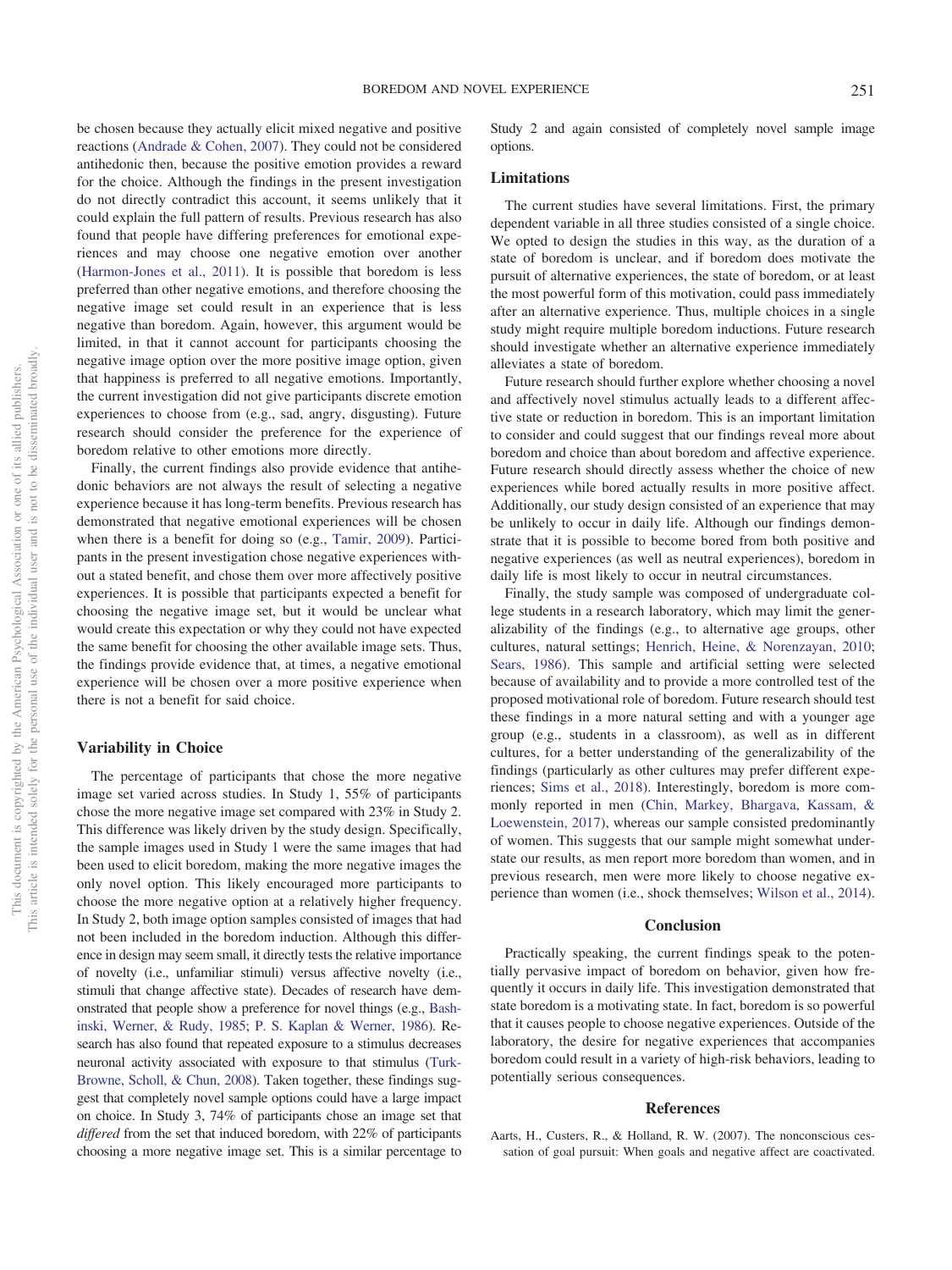be chosen because they actually elicit mixed negative and positive reactions (Andrade & Cohen, 2007). They could not be considered antihedonic then, because the positive emotion provides a reward for the choice. Although the findings in the present investigation do not directly contradict this account, it seems unlikely that it could explain the full pattern of results. Previous research has also found that people have differing preferences for emotional experiences and may choose one negative emotion over another (Harmon-Jones et al., 2011). It is possible that boredom is less preferred than other negative emotions, and therefore choosing the negative image set could result in an experience that is less negative than boredom. Again, however, this argument would be limited, in that it cannot account for participants choosing the negative image option over the more positive image option, given that happiness is preferred to all negative emotions. Importantly, the current investigation did not give participants discrete emotion experiences to choose from (e.g., sad, angry, disgusting). Future research should consider the preference for the experience of boredom relative to other emotions more directly.

Finally, the current findings also provide evidence that antihedonic behaviors are not always the result of selecting a negative experience because it has long-term benefits. Previous research has demonstrated that negative emotional experiences will be chosen when there is a benefit for doing so (e.g., Tamir, 2009). Participants in the present investigation chose negative experiences without a stated benefit, and chose them over more affectively positive experiences. It is possible that participants expected a benefit for choosing the negative image set, but it would be unclear what would create this expectation or why they could not have expected the same benefit for choosing the other available image sets. Thus, the findings provide evidence that, at times, a negative emotional experience will be chosen over a more positive experience when there is not a benefit for said choice.

## Variability in Choice

The percentage of participants that chose the more negative image set varied across studies. In Study 1, 55% of participants chose the more negative image set compared with 23% in Study 2. This difference was likely driven by the study design. Specifically, the sample images used in Study 1 were the same images that had been used to elicit boredom, making the more negative images the only novel option. This likely encouraged more participants to choose the more negative option at a relatively higher frequency. In Study 2, both image option samples consisted of images that had not been included in the boredom induction. Although this difference in design may seem small, it directly tests the relative importance of novelty (i.e., unfamiliar stimuli) versus affective novelty (i.e., stimuli that change affective state). Decades of research have demonstrated that people show a preference for novel things (e.g., Bashinski, Werner, & Rudy, 1985; P. S. Kaplan & Werner, 1986). Research has also found that repeated exposure to a stimulus decreases neuronal activity associated with exposure to that stimulus (Turk-Browne, Scholl, & Chun, 2008). Taken together, these findings suggest that completely novel sample options could have a large impact on choice. In Study 3, 74% of participants chose an image set that *differed* from the set that induced boredom, with 22% of participants choosing a more negative image set. This is a similar percentage to Study 2 and again consisted of completely novel sample image options.

## Limitations

The current studies have several limitations. First, the primary dependent variable in all three studies consisted of a single choice. We opted to design the studies in this way, as the duration of a state of boredom is unclear, and if boredom does motivate the pursuit of alternative experiences, the state of boredom, or at least the most powerful form of this motivation, could pass immediately after an alternative experience. Thus, multiple choices in a single study might require multiple boredom inductions. Future research should investigate whether an alternative experience immediately alleviates a state of boredom.

Future research should further explore whether choosing a novel and affectively novel stimulus actually leads to a different affective state or reduction in boredom. This is an important limitation to consider and could suggest that our findings reveal more about boredom and choice than about boredom and affective experience. Future research should directly assess whether the choice of new experiences while bored actually results in more positive affect. Additionally, our study design consisted of an experience that may be unlikely to occur in daily life. Although our findings demonstrate that it is possible to become bored from both positive and negative experiences (as well as neutral experiences), boredom in daily life is most likely to occur in neutral circumstances.

Finally, the study sample was composed of undergraduate college students in a research laboratory, which may limit the generalizability of the findings (e.g., to alternative age groups, other cultures, natural settings; Henrich, Heine, & Norenzayan, 2010; Sears, 1986). This sample and artificial setting were selected because of availability and to provide a more controlled test of the proposed motivational role of boredom. Future research should test these findings in a more natural setting and with a younger age group (e.g., students in a classroom), as well as in different cultures, for a better understanding of the generalizability of the findings (particularly as other cultures may prefer different experiences; Sims et al., 2018). Interestingly, boredom is more commonly reported in men (Chin, Markey, Bhargava, Kassam, & Loewenstein, 2017), whereas our sample consisted predominantly of women. This suggests that our sample might somewhat understate our results, as men report more boredom than women, and in previous research, men were more likely to choose negative experience than women (i.e., shock themselves; Wilson et al., 2014).

## Conclusion

Practically speaking, the current findings speak to the potentially pervasive impact of boredom on behavior, given how frequently it occurs in daily life. This investigation demonstrated that state boredom is a motivating state. In fact, boredom is so powerful that it causes people to choose negative experiences. Outside of the laboratory, the desire for negative experiences that accompanies boredom could result in a variety of high-risk behaviors, leading to potentially serious consequences.

## References

Aarts, H., Custers, R., & Holland, R. W. (2007). The nonconscious cessation of goal pursuit: When goals and negative affect are coactivated.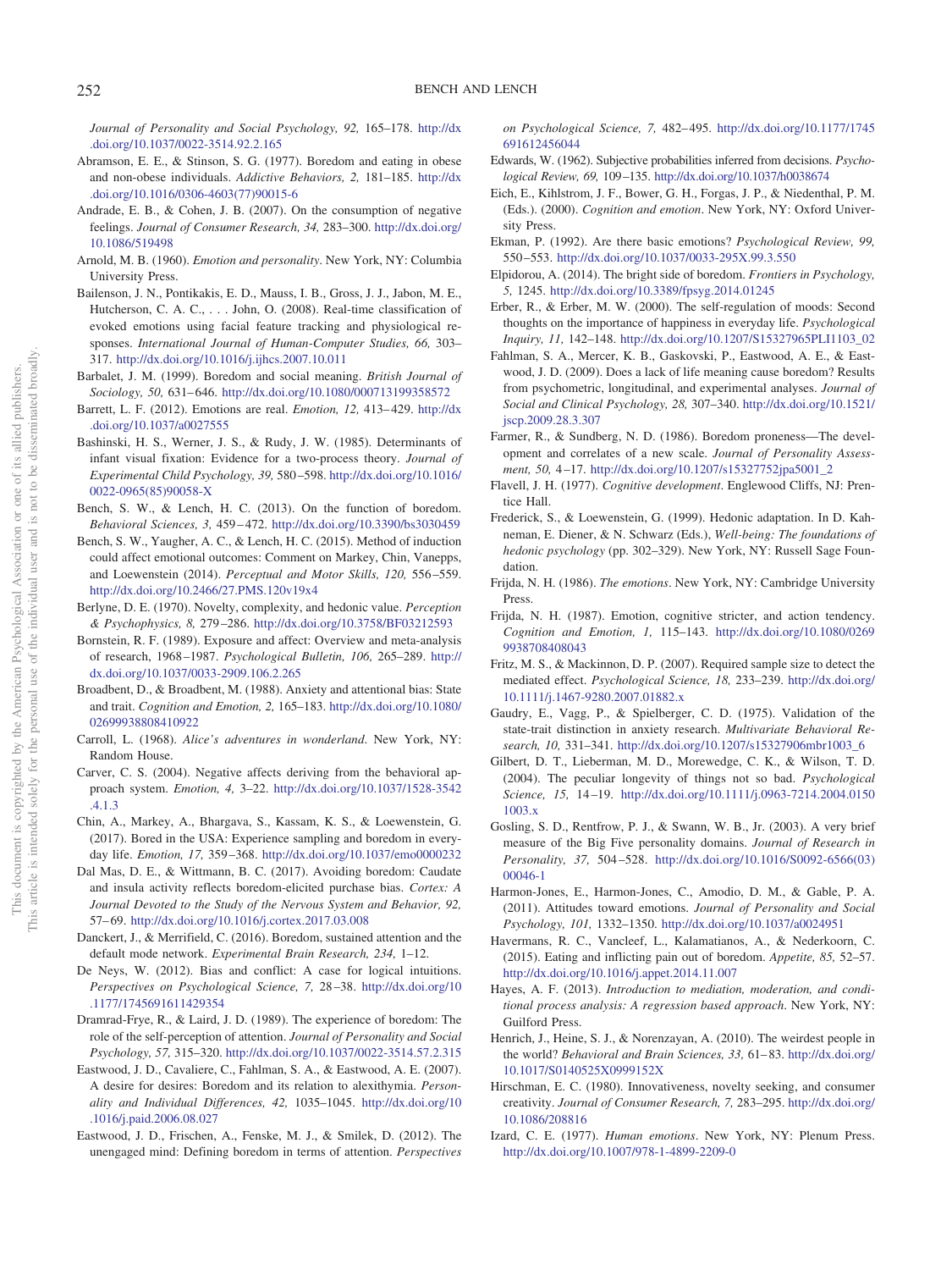Journal of Personality and Social Psychology, 92, 165–178. http://dx.doi.org/10.1037/0022-3514.92.2.165

Abramson, E. E., & Stinson, S. G. (1977). Boredom and eating in obese and non-obese individuals. *Addictive Behaviors, 2,* 181–185. http://dx.doi.org/10.1016/0306-4603(77)90015-6

Andrade, E. B., & Cohen, J. B. (2007). On the consumption of negative feelings. *Journal of Consumer Research, 34,* 283–300. http://dx.doi.org/10.1086/519498

Arnold, M. B. (1960). *Emotion and personality*. New York, NY: Columbia University Press.

Bailenson, J. N., Pontikakis, E. D., Mauss, I. B., Gross, J. J., Jabon, M. E., Hutcherson, C. A. C., . . . John, O. (2008). Real-time classification of evoked emotions using facial feature tracking and physiological responses. *International Journal of Human-Computer Studies, 66,* 303–317. http://dx.doi.org/10.1016/j.ijhcs.2007.10.011

Barbalet, J. M. (1999). Boredom and social meaning. *British Journal of Sociology, 50,* 631–646. http://dx.doi.org/10.1080/000713199358572

Barrett, L. F. (2012). Emotions are real. *Emotion, 12,* 413–429. http://dx.doi.org/10.1037/a0027555

Bashinski, H. S., Werner, J. S., & Rudy, J. W. (1985). Determinants of infant visual fixation: Evidence for a two-process theory. *Journal of Experimental Child Psychology, 39,* 580–598. http://dx.doi.org/10.1016/0022-0965(85)90058-X

Bench, S. W., & Lench, H. C. (2013). On the function of boredom. *Behavioral Sciences, 3,* 459–472. http://dx.doi.org/10.3390/bs3030459

Bench, S. W., Yaugher, A. C., & Lench, H. C. (2015). Method of induction could affect emotional outcomes: Comment on Markey, Chin, Vanepps, and Loewenstein (2014). *Perceptual and Motor Skills, 120,* 556–559. http://dx.doi.org/10.2466/27.PMS.120v19x4

Berlyne, D. E. (1970). Novelty, complexity, and hedonic value. *Perception & Psychophysics, 8,* 279–286. http://dx.doi.org/10.3758/BF03212593

Bornstein, R. F. (1989). Exposure and affect: Overview and meta-analysis of research, 1968–1987. *Psychological Bulletin, 106,* 265–289. http://dx.doi.org/10.1037/0033-2909.106.2.265

Broadbent, D., & Broadbent, M. (1988). Anxiety and attentional bias: State and trait. *Cognition and Emotion, 2,* 165–183. http://dx.doi.org/10.1080/02699938808410922

Carroll, L. (1968). *Alice's adventures in wonderland*. New York, NY: Random House.

Carver, C. S. (2004). Negative affects deriving from the behavioral approach system. *Emotion, 4,* 3–22. http://dx.doi.org/10.1037/1528-3542.4.1.3

Chin, A., Markey, A., Bhargava, S., Kassam, K. S., & Loewenstein, G. (2017). Bored in the USA: Experience sampling and boredom in everyday life. *Emotion, 17,* 359–368. http://dx.doi.org/10.1037/emo0000232

Dal Mas, D. E., & Wittmann, B. C. (2017). Avoiding boredom: Caudate and insula activity reflects boredom-elicited purchase bias. *Cortex: A Journal Devoted to the Study of the Nervous System and Behavior, 92,* 57–69. http://dx.doi.org/10.1016/j.cortex.2017.03.008

Danckert, J., & Merrifield, C. (2016). Boredom, sustained attention and the default mode network. *Experimental Brain Research, 234,* 1–12.

De Neys, W. (2012). Bias and conflict: A case for logical intuitions. *Perspectives on Psychological Science, 7,* 28–38. http://dx.doi.org/10.1177/1745691611429354

Dramrad-Frye, R., & Laird, J. D. (1989). The experience of boredom: The role of the self-perception of attention. *Journal of Personality and Social Psychology, 57,* 315–320. http://dx.doi.org/10.1037/0022-3514.57.2.315

Eastwood, J. D., Cavaliere, C., Fahlman, S. A., & Eastwood, A. E. (2007). A desire for desires: Boredom and its relation to alexithymia. *Personality and Individual Differences, 42,* 1035–1045. http://dx.doi.org/10.1016/j.paid.2006.08.027

Eastwood, J. D., Frischen, A., Fenske, M. J., & Smilek, D. (2012). The unengaged mind: Defining boredom in terms of attention. *Perspectives on Psychological Science, 7,* 482–495. http://dx.doi.org/10.1177/1745691612456044

Edwards, W. (1962). Subjective probabilities inferred from decisions. *Psychological Review, 69,* 109–135. http://dx.doi.org/10.1037/h0038674

Eich, E., Kihlstrom, J. F., Bower, G. H., Forgas, J. P., & Niedenthal, P. M. (Eds.). (2000). *Cognition and emotion*. New York, NY: Oxford University Press.

Ekman, P. (1992). Are there basic emotions? *Psychological Review, 99,* 550–553. http://dx.doi.org/10.1037/0033-295X.99.3.550

Elpidorou, A. (2014). The bright side of boredom. *Frontiers in Psychology, 5,* 1245. http://dx.doi.org/10.3389/fpsyg.2014.01245

Erber, R., & Erber, M. W. (2000). The self-regulation of moods: Second thoughts on the importance of happiness in everyday life. *Psychological Inquiry, 11,* 142–148. http://dx.doi.org/10.1207/S15327965PLI1103_02

Fahlman, S. A., Mercer, K. B., Gaskovski, P., Eastwood, A. E., & Eastwood, J. D. (2009). Does a lack of life meaning cause boredom? Results from psychometric, longitudinal, and experimental analyses. *Journal of Social and Clinical Psychology, 28,* 307–340. http://dx.doi.org/10.1521/jscp.2009.28.3.307

Farmer, R., & Sundberg, N. D. (1986). Boredom proneness—The development and correlates of a new scale. *Journal of Personality Assessment, 50,* 4–17. http://dx.doi.org/10.1207/s15327752jpa5001_2

Flavell, J. H. (1977). *Cognitive development*. Englewood Cliffs, NJ: Prentice Hall.

Frederick, S., & Loewenstein, G. (1999). Hedonic adaptation. In D. Kahneman, E. Diener, & N. Schwarz (Eds.), *Well-being: The foundations of hedonic psychology* (pp. 302–329). New York, NY: Russell Sage Foundation.

Frijda, N. H. (1986). *The emotions*. New York, NY: Cambridge University Press.

Frijda, N. H. (1987). Emotion, cognitive stricter, and action tendency. *Cognition and Emotion, 1,* 115–143. http://dx.doi.org/10.1080/02699938708408043

Fritz, M. S., & Mackinnon, D. P. (2007). Required sample size to detect the mediated effect. *Psychological Science, 18,* 233–239. http://dx.doi.org/10.1111/j.1467-9280.2007.01882.x

Gaudry, E., Vagg, P., & Spielberger, C. D. (1975). Validation of the state-trait distinction in anxiety research. *Multivariate Behavioral Research, 10,* 331–341. http://dx.doi.org/10.1207/s15327906mbr1003_6

Gilbert, D. T., Lieberman, M. D., Morewedge, C. K., & Wilson, T. D. (2004). The peculiar longevity of things not so bad. *Psychological Science, 15,* 14–19. http://dx.doi.org/10.1111/j.0963-7214.2004.01501003.x

Gosling, S. D., Rentfrow, P. J., & Swann, W. B., Jr. (2003). A very brief measure of the Big Five personality domains. *Journal of Research in Personality, 37,* 504–528. http://dx.doi.org/10.1016/S0092-6566(03)00046-1

Harmon-Jones, E., Harmon-Jones, C., Amodio, D. M., & Gable, P. A. (2011). Attitudes toward emotions. *Journal of Personality and Social Psychology, 101,* 1332–1350. http://dx.doi.org/10.1037/a0024951

Havermans, R. C., Vancleef, L., Kalamatianos, A., & Nederkoorn, C. (2015). Eating and inflicting pain out of boredom. *Appetite, 85,* 52–57. http://dx.doi.org/10.1016/j.appet.2014.11.007

Hayes, A. F. (2013). *Introduction to mediation, moderation, and conditional process analysis: A regression based approach*. New York, NY: Guilford Press.

Henrich, J., Heine, S. J., & Norenzayan, A. (2010). The weirdest people in the world? *Behavioral and Brain Sciences, 33,* 61–83. http://dx.doi.org/10.1017/S0140525X0999152X

Hirschman, E. C. (1980). Innovativeness, novelty seeking, and consumer creativity. *Journal of Consumer Research, 7,* 283–295. http://dx.doi.org/10.1086/208816

Izard, C. E. (1977). *Human emotions*. New York, NY: Plenum Press. http://dx.doi.org/10.1007/978-1-4899-2209-0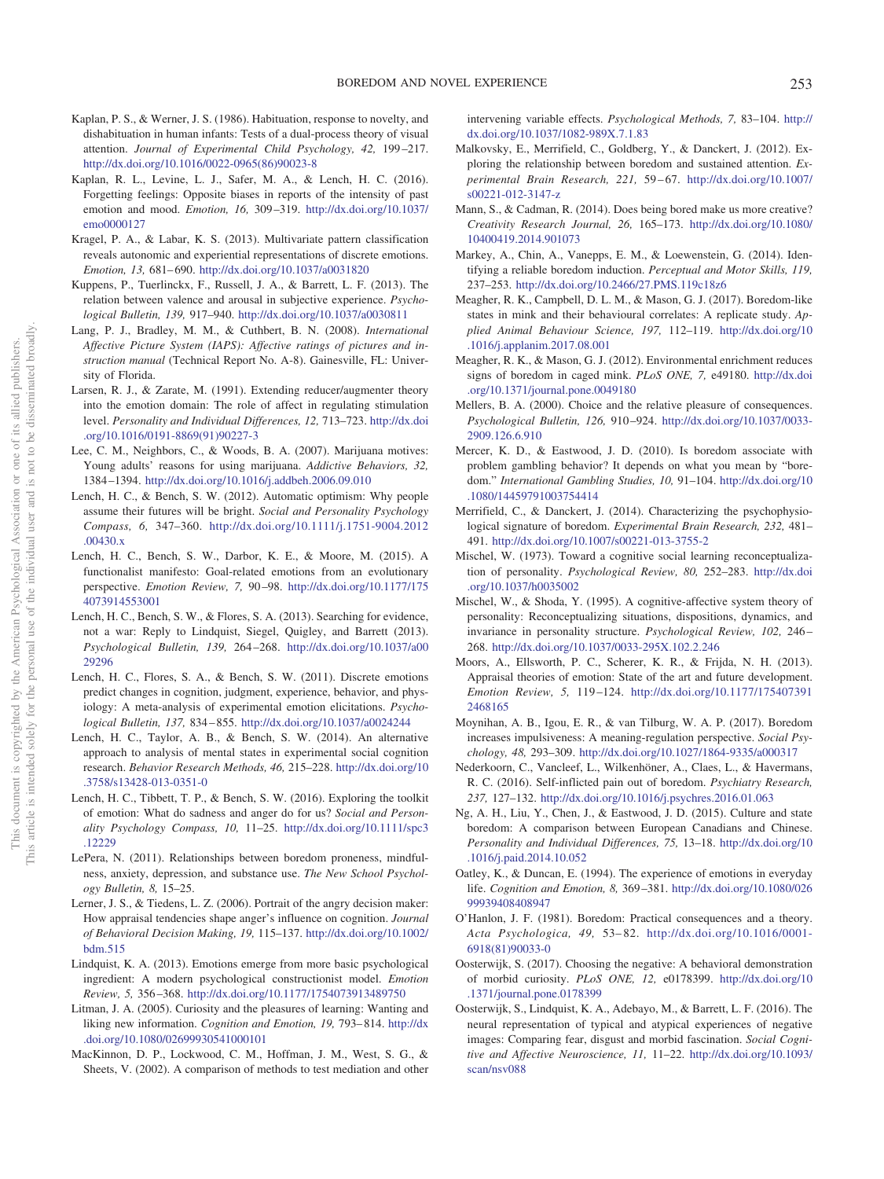Kaplan, P. S., & Werner, J. S. (1986). Habituation, response to novelty, and dishabituation in human infants: Tests of a dual-process theory of visual attention. *Journal of Experimental Child Psychology, 42,* 199–217. http://dx.doi.org/10.1016/0022-0965(86)90023-8

Kaplan, R. L., Levine, L. J., Safer, M. A., & Lench, H. C. (2016). Forgetting feelings: Opposite biases in reports of the intensity of past emotion and mood. *Emotion, 16,* 309–319. http://dx.doi.org/10.1037/emo0000127

Kragel, P. A., & Labar, K. S. (2013). Multivariate pattern classification reveals autonomic and experiential representations of discrete emotions. *Emotion, 13,* 681–690. http://dx.doi.org/10.1037/a0031820

Kuppens, P., Tuerlinckx, F., Russell, J. A., & Barrett, L. F. (2013). The relation between valence and arousal in subjective experience. *Psychological Bulletin, 139,* 917–940. http://dx.doi.org/10.1037/a0030811

Lang, P. J., Bradley, M. M., & Cuthbert, B. N. (2008). *International Affective Picture System (IAPS): Affective ratings of pictures and instruction manual* (Technical Report No. A-8). Gainesville, FL: University of Florida.

Larsen, R. J., & Zarate, M. (1991). Extending reducer/augmenter theory into the emotion domain: The role of affect in regulating stimulation level. *Personality and Individual Differences, 12,* 713–723. http://dx.doi.org/10.1016/0191-8869(91)90227-3

Lee, C. M., Neighbors, C., & Woods, B. A. (2007). Marijuana motives: Young adults' reasons for using marijuana. *Addictive Behaviors, 32,* 1384–1394. http://dx.doi.org/10.1016/j.addbeh.2006.09.010

Lench, H. C., & Bench, S. W. (2012). Automatic optimism: Why people assume their futures will be bright. *Social and Personality Psychology Compass, 6,* 347–360. http://dx.doi.org/10.1111/j.1751-9004.2012.00430.x

Lench, H. C., Bench, S. W., Darbor, K. E., & Moore, M. (2015). A functionalist manifesto: Goal-related emotions from an evolutionary perspective. *Emotion Review, 7,* 90–98. http://dx.doi.org/10.1177/1754073914553001

Lench, H. C., Bench, S. W., & Flores, S. A. (2013). Searching for evidence, not a war: Reply to Lindquist, Siegel, Quigley, and Barrett (2013). *Psychological Bulletin, 139,* 264–268. http://dx.doi.org/10.1037/a0029296

Lench, H. C., Flores, S. A., & Bench, S. W. (2011). Discrete emotions predict changes in cognition, judgment, experience, behavior, and physiology: A meta-analysis of experimental emotion elicitations. *Psychological Bulletin, 137,* 834–855. http://dx.doi.org/10.1037/a0024244

Lench, H. C., Taylor, A. B., & Bench, S. W. (2014). An alternative approach to analysis of mental states in experimental social cognition research. *Behavior Research Methods, 46,* 215–228. http://dx.doi.org/10.3758/s13428-013-0351-0

Lench, H. C., Tibbett, T. P., & Bench, S. W. (2016). Exploring the toolkit of emotion: What do sadness and anger do for us? *Social and Personality Psychology Compass, 10,* 11–25. http://dx.doi.org/10.1111/spc3.12229

LePera, N. (2011). Relationships between boredom proneness, mindfulness, anxiety, depression, and substance use. *The New School Psychology Bulletin, 8,* 15–25.

Lerner, J. S., & Tiedens, L. Z. (2006). Portrait of the angry decision maker: How appraisal tendencies shape anger's influence on cognition. *Journal of Behavioral Decision Making, 19,* 115–137. http://dx.doi.org/10.1002/bdm.515

Lindquist, K. A. (2013). Emotions emerge from more basic psychological ingredient: A modern psychological constructionist model. *Emotion Review, 5,* 356–368. http://dx.doi.org/10.1177/1754073913489750

Litman, J. A. (2005). Curiosity and the pleasures of learning: Wanting and liking new information. *Cognition and Emotion, 19,* 793–814. http://dx.doi.org/10.1080/02699930541000101

MacKinnon, D. P., Lockwood, C. M., Hoffman, J. M., West, S. G., & Sheets, V. (2002). A comparison of methods to test mediation and other intervening variable effects. *Psychological Methods, 7,* 83–104. http://dx.doi.org/10.1037/1082-989X.7.1.83

Malkovsky, E., Merrifield, C., Goldberg, Y., & Danckert, J. (2012). Exploring the relationship between boredom and sustained attention. *Experimental Brain Research, 221,* 59–67. http://dx.doi.org/10.1007/s00221-012-3147-z

Mann, S., & Cadman, R. (2014). Does being bored make us more creative? *Creativity Research Journal, 26,* 165–173. http://dx.doi.org/10.1080/10400419.2014.901073

Markey, A., Chin, A., Vanepps, E. M., & Loewenstein, G. (2014). Identifying a reliable boredom induction. *Perceptual and Motor Skills, 119,* 237–253. http://dx.doi.org/10.2466/27.PMS.119c18z6

Meagher, R. K., Campbell, D. L. M., & Mason, G. J. (2017). Boredom-like states in mink and their behavioural correlates: A replicate study. *Applied Animal Behaviour Science, 197,* 112–119. http://dx.doi.org/10.1016/j.applanim.2017.08.001

Meagher, R. K., & Mason, G. J. (2012). Environmental enrichment reduces signs of boredom in caged mink. *PLoS ONE, 7,* e49180. http://dx.doi.org/10.1371/journal.pone.0049180

Mellers, B. A. (2000). Choice and the relative pleasure of consequences. *Psychological Bulletin, 126,* 910–924. http://dx.doi.org/10.1037/0033-2909.126.6.910

Mercer, K. D., & Eastwood, J. D. (2010). Is boredom associate with problem gambling behavior? It depends on what you mean by "boredom." *International Gambling Studies, 10,* 91–104. http://dx.doi.org/10.1080/14459791003754414

Merrifield, C., & Danckert, J. (2014). Characterizing the psychophysiological signature of boredom. *Experimental Brain Research, 232,* 481–491. http://dx.doi.org/10.1007/s00221-013-3755-2

Mischel, W. (1973). Toward a cognitive social learning reconceptualization of personality. *Psychological Review, 80,* 252–283. http://dx.doi.org/10.1037/h0035002

Mischel, W., & Shoda, Y. (1995). A cognitive-affective system theory of personality: Reconceptualizing situations, dispositions, dynamics, and invariance in personality structure. *Psychological Review, 102,* 246–268. http://dx.doi.org/10.1037/0033-295X.102.2.246

Moors, A., Ellsworth, P. C., Scherer, K. R., & Frijda, N. H. (2013). Appraisal theories of emotion: State of the art and future development. *Emotion Review, 5,* 119–124. http://dx.doi.org/10.1177/1754073912468165

Moynihan, A. B., Igou, E. R., & van Tilburg, W. A. P. (2017). Boredom increases impulsiveness: A meaning-regulation perspective. *Social Psychology, 48,* 293–309. http://dx.doi.org/10.1027/1864-9335/a000317

Nederkoorn, C., Vancleef, L., Wilkenhöner, A., Claes, L., & Havermans, R. C. (2016). Self-inflicted pain out of boredom. *Psychiatry Research, 237,* 127–132. http://dx.doi.org/10.1016/j.psychres.2016.01.063

Ng, A. H., Liu, Y., Chen, J., & Eastwood, J. D. (2015). Culture and state boredom: A comparison between European Canadians and Chinese. *Personality and Individual Differences, 75,* 13–18. http://dx.doi.org/10.1016/j.paid.2014.10.052

Oatley, K., & Duncan, E. (1994). The experience of emotions in everyday life. *Cognition and Emotion, 8,* 369–381. http://dx.doi.org/10.1080/02699939408408947

O'Hanlon, J. F. (1981). Boredom: Practical consequences and a theory. *Acta Psychologica, 49,* 53–82. http://dx.doi.org/10.1016/0001-6918(81)90033-0

Oosterwijk, S. (2017). Choosing the negative: A behavioral demonstration of morbid curiosity. *PLoS ONE, 12,* e0178399. http://dx.doi.org/10.1371/journal.pone.0178399

Oosterwijk, S., Lindquist, K. A., Adebayo, M., & Barrett, L. F. (2016). The neural representation of typical and atypical experiences of negative images: Comparing fear, disgust and morbid fascination. *Social Cognitive and Affective Neuroscience, 11,* 11–22. http://dx.doi.org/10.1093/scan/nsv088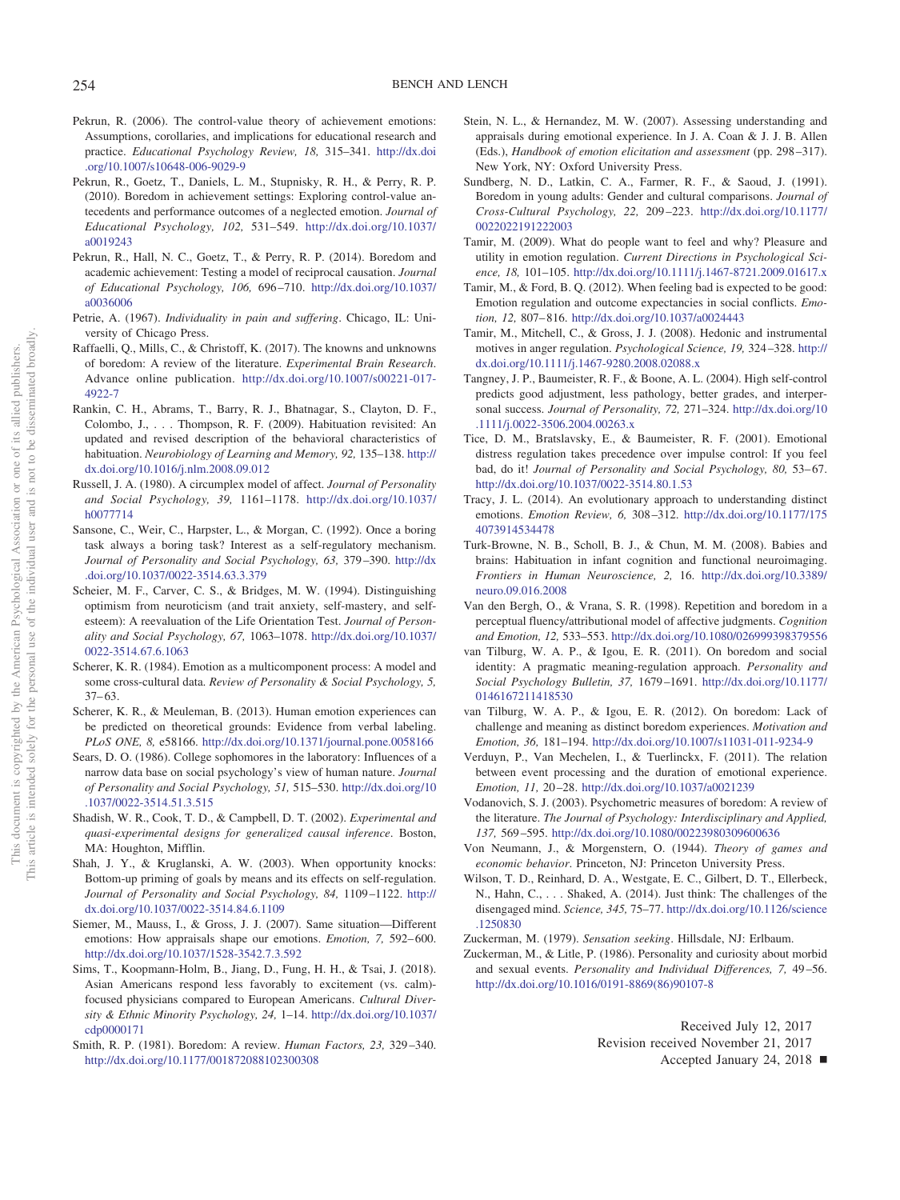Pekrun, R. (2006). The control-value theory of achievement emotions: Assumptions, corollaries, and implications for educational research and practice. *Educational Psychology Review, 18,* 315–341. http://dx.doi.org/10.1007/s10648-006-9029-9

Pekrun, R., Goetz, T., Daniels, L. M., Stupnisky, R. H., & Perry, R. P. (2010). Boredom in achievement settings: Exploring control-value antecedents and performance outcomes of a neglected emotion. *Journal of Educational Psychology, 102,* 531–549. http://dx.doi.org/10.1037/a0019243

Pekrun, R., Hall, N. C., Goetz, T., & Perry, R. P. (2014). Boredom and academic achievement: Testing a model of reciprocal causation. *Journal of Educational Psychology, 106,* 696–710. http://dx.doi.org/10.1037/a0036006

Petrie, A. (1967). *Individuality in pain and suffering*. Chicago, IL: University of Chicago Press.

Raffaelli, Q., Mills, C., & Christoff, K. (2017). The knowns and unknowns of boredom: A review of the literature. *Experimental Brain Research*. Advance online publication. http://dx.doi.org/10.1007/s00221-017-4922-7

Rankin, C. H., Abrams, T., Barry, R. J., Bhatnagar, S., Clayton, D. F., Colombo, J., . . . Thompson, R. F. (2009). Habituation revisited: An updated and revised description of the behavioral characteristics of habituation. *Neurobiology of Learning and Memory, 92,* 135–138. http://dx.doi.org/10.1016/j.nlm.2008.09.012

Russell, J. A. (1980). A circumplex model of affect. *Journal of Personality and Social Psychology, 39,* 1161–1178. http://dx.doi.org/10.1037/h0077714

Sansone, C., Weir, C., Harpster, L., & Morgan, C. (1992). Once a boring task always a boring task? Interest as a self-regulatory mechanism. *Journal of Personality and Social Psychology, 63,* 379–390. http://dx.doi.org/10.1037/0022-3514.63.3.379

Scheier, M. F., Carver, C. S., & Bridges, M. W. (1994). Distinguishing optimism from neuroticism (and trait anxiety, self-mastery, and self-esteem): A reevaluation of the Life Orientation Test. *Journal of Personality and Social Psychology, 67,* 1063–1078. http://dx.doi.org/10.1037/0022-3514.67.6.1063

Scherer, K. R. (1984). Emotion as a multicomponent process: A model and some cross-cultural data. *Review of Personality & Social Psychology, 5,* 37–63.

Scherer, K. R., & Meuleman, B. (2013). Human emotion experiences can be predicted on theoretical grounds: Evidence from verbal labeling. *PLoS ONE, 8,* e58166. http://dx.doi.org/10.1371/journal.pone.0058166

Sears, D. O. (1986). College sophomores in the laboratory: Influences of a narrow data base on social psychology's view of human nature. *Journal of Personality and Social Psychology, 51,* 515–530. http://dx.doi.org/10.1037/0022-3514.51.3.515

Shadish, W. R., Cook, T. D., & Campbell, D. T. (2002). *Experimental and quasi-experimental designs for generalized causal inference*. Boston, MA: Houghton, Mifflin.

Shah, J. Y., & Kruglanski, A. W. (2003). When opportunity knocks: Bottom-up priming of goals by means and its effects on self-regulation. *Journal of Personality and Social Psychology, 84,* 1109–1122. http://dx.doi.org/10.1037/0022-3514.84.6.1109

Siemer, M., Mauss, I., & Gross, J. J. (2007). Same situation—Different emotions: How appraisals shape our emotions. *Emotion, 7,* 592–600. http://dx.doi.org/10.1037/1528-3542.7.3.592

Sims, T., Koopmann-Holm, B., Jiang, D., Fung, H. H., & Tsai, J. (2018). Asian Americans respond less favorably to excitement (vs. calm)-focused physicians compared to European Americans. *Cultural Diversity & Ethnic Minority Psychology, 24,* 1–14. http://dx.doi.org/10.1037/cdp0000171

Smith, R. P. (1981). Boredom: A review. *Human Factors, 23,* 329–340. http://dx.doi.org/10.1177/001872088102300308

Stein, N. L., & Hernandez, M. W. (2007). Assessing understanding and appraisals during emotional experience. In J. A. Coan & J. J. B. Allen (Eds.), *Handbook of emotion elicitation and assessment* (pp. 298–317). New York, NY: Oxford University Press.

Sundberg, N. D., Latkin, C. A., Farmer, R. F., & Saoud, J. (1991). Boredom in young adults: Gender and cultural comparisons. *Journal of Cross-Cultural Psychology, 22,* 209–223. http://dx.doi.org/10.1177/0022022191222003

Tamir, M. (2009). What do people want to feel and why? Pleasure and utility in emotion regulation. *Current Directions in Psychological Science, 18,* 101–105. http://dx.doi.org/10.1111/j.1467-8721.2009.01617.x

Tamir, M., & Ford, B. Q. (2012). When feeling bad is expected to be good: Emotion regulation and outcome expectancies in social conflicts. *Emotion, 12,* 807–816. http://dx.doi.org/10.1037/a0024443

Tamir, M., Mitchell, C., & Gross, J. J. (2008). Hedonic and instrumental motives in anger regulation. *Psychological Science, 19,* 324–328. http://dx.doi.org/10.1111/j.1467-9280.2008.02088.x

Tangney, J. P., Baumeister, R. F., & Boone, A. L. (2004). High self-control predicts good adjustment, less pathology, better grades, and interpersonal success. *Journal of Personality, 72,* 271–324. http://dx.doi.org/10.1111/j.0022-3506.2004.00263.x

Tice, D. M., Bratslavsky, E., & Baumeister, R. F. (2001). Emotional distress regulation takes precedence over impulse control: If you feel bad, do it! *Journal of Personality and Social Psychology, 80,* 53–67. http://dx.doi.org/10.1037/0022-3514.80.1.53

Tracy, J. L. (2014). An evolutionary approach to understanding distinct emotions. *Emotion Review, 6,* 308–312. http://dx.doi.org/10.1177/1754073914534478

Turk-Browne, N. B., Scholl, B. J., & Chun, M. M. (2008). Babies and brains: Habituation in infant cognition and functional neuroimaging. *Frontiers in Human Neuroscience, 2,* 16. http://dx.doi.org/10.3389/neuro.09.016.2008

Van den Bergh, O., & Vrana, S. R. (1998). Repetition and boredom in a perceptual fluency/attributional model of affective judgments. *Cognition and Emotion, 12,* 533–553. http://dx.doi.org/10.1080/026999398379556

van Tilburg, W. A. P., & Igou, E. R. (2011). On boredom and social identity: A pragmatic meaning-regulation approach. *Personality and Social Psychology Bulletin, 37,* 1679–1691. http://dx.doi.org/10.1177/0146167211418530

van Tilburg, W. A. P., & Igou, E. R. (2012). On boredom: Lack of challenge and meaning as distinct boredom experiences. *Motivation and Emotion, 36,* 181–194. http://dx.doi.org/10.1007/s11031-011-9234-9

Verduyn, P., Van Mechelen, I., & Tuerlinckx, F. (2011). The relation between event processing and the duration of emotional experience. *Emotion, 11,* 20–28. http://dx.doi.org/10.1037/a0021239

Vodanovich, S. J. (2003). Psychometric measures of boredom: A review of the literature. *The Journal of Psychology: Interdisciplinary and Applied, 137,* 569–595. http://dx.doi.org/10.1080/00223980309600636

Von Neumann, J., & Morgenstern, O. (1944). *Theory of games and economic behavior*. Princeton, NJ: Princeton University Press.

Wilson, T. D., Reinhard, D. A., Westgate, E. C., Gilbert, D. T., Ellerbeck, N., Hahn, C., . . . Shaked, A. (2014). Just think: The challenges of the disengaged mind. *Science, 345,* 75–77. http://dx.doi.org/10.1126/science.1250830

Zuckerman, M. (1979). *Sensation seeking*. Hillsdale, NJ: Erlbaum.

Zuckerman, M., & Litle, P. (1986). Personality and curiosity about morbid and sexual events. *Personality and Individual Differences, 7,* 49–56. http://dx.doi.org/10.1016/0191-8869(86)90107-8

Received July 12, 2017
Revision received November 21, 2017
Accepted January 24, 2018 ■